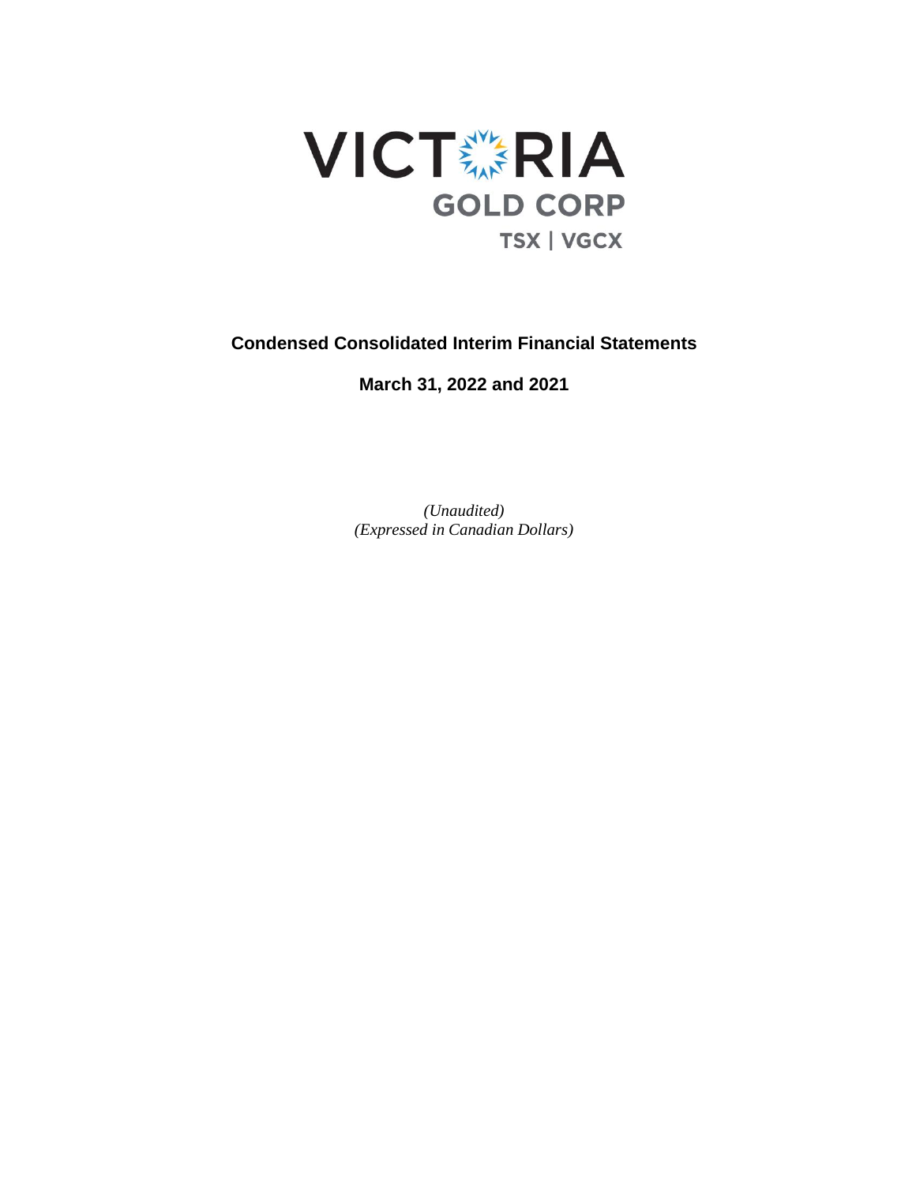VICTORIA

GOLD CORP

TSX | VGCX

# Condensed Consolidated Interim Financial Statements

## March 31, 2022 and 2021

*(Unaudited)*
*(Expressed in Canadian Dollars)*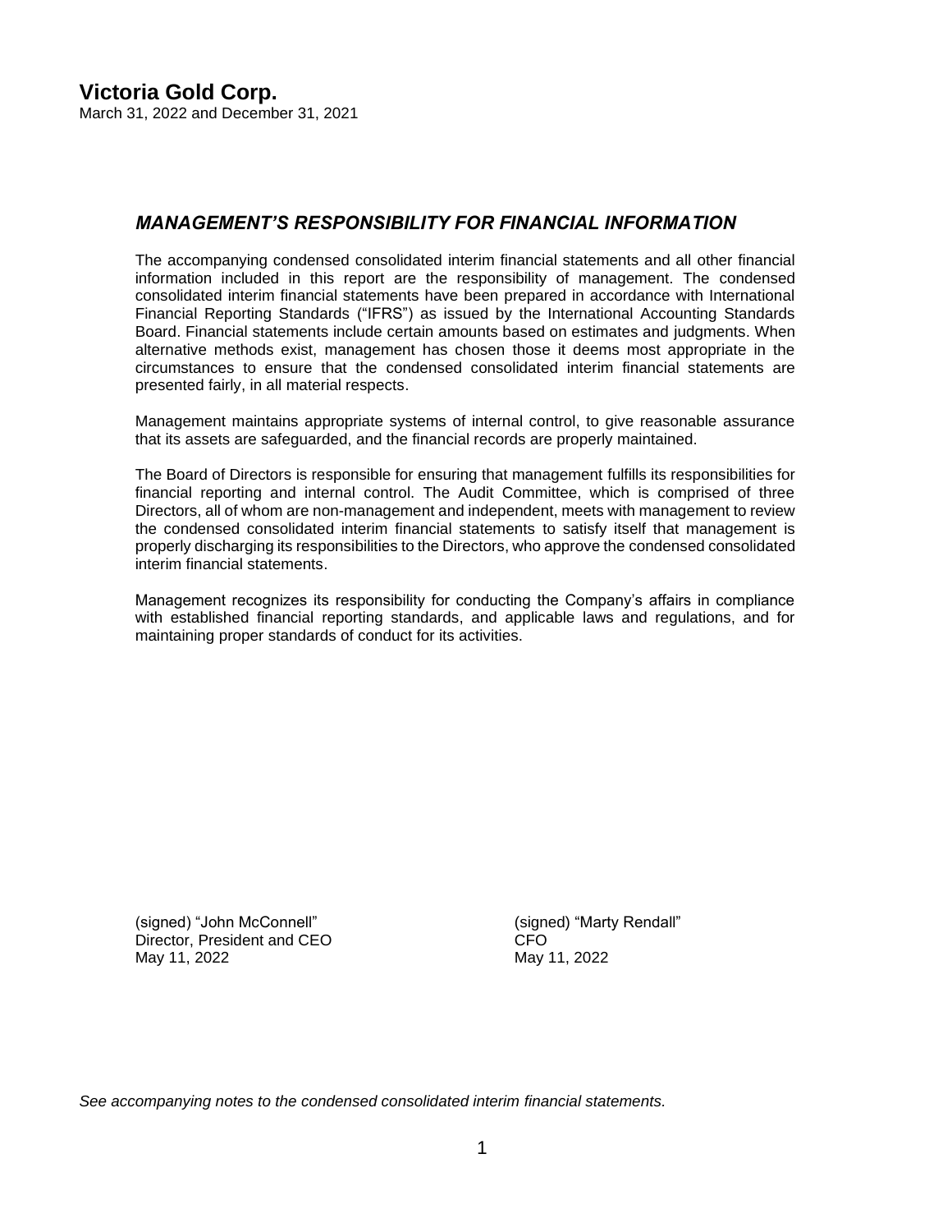# Victoria Gold Corp.

March 31, 2022 and December 31, 2021

## *MANAGEMENT'S RESPONSIBILITY FOR FINANCIAL INFORMATION*

The accompanying condensed consolidated interim financial statements and all other financial information included in this report are the responsibility of management. The condensed consolidated interim financial statements have been prepared in accordance with International Financial Reporting Standards ("IFRS") as issued by the International Accounting Standards Board. Financial statements include certain amounts based on estimates and judgments. When alternative methods exist, management has chosen those it deems most appropriate in the circumstances to ensure that the condensed consolidated interim financial statements are presented fairly, in all material respects.

Management maintains appropriate systems of internal control, to give reasonable assurance that its assets are safeguarded, and the financial records are properly maintained.

The Board of Directors is responsible for ensuring that management fulfills its responsibilities for financial reporting and internal control. The Audit Committee, which is comprised of three Directors, all of whom are non-management and independent, meets with management to review the condensed consolidated interim financial statements to satisfy itself that management is properly discharging its responsibilities to the Directors, who approve the condensed consolidated interim financial statements.

Management recognizes its responsibility for conducting the Company's affairs in compliance with established financial reporting standards, and applicable laws and regulations, and for maintaining proper standards of conduct for its activities.

(signed) "John McConnell"
Director, President and CEO
May 11, 2022

(signed) "Marty Rendall"
CFO
May 11, 2022

*See accompanying notes to the condensed consolidated interim financial statements.*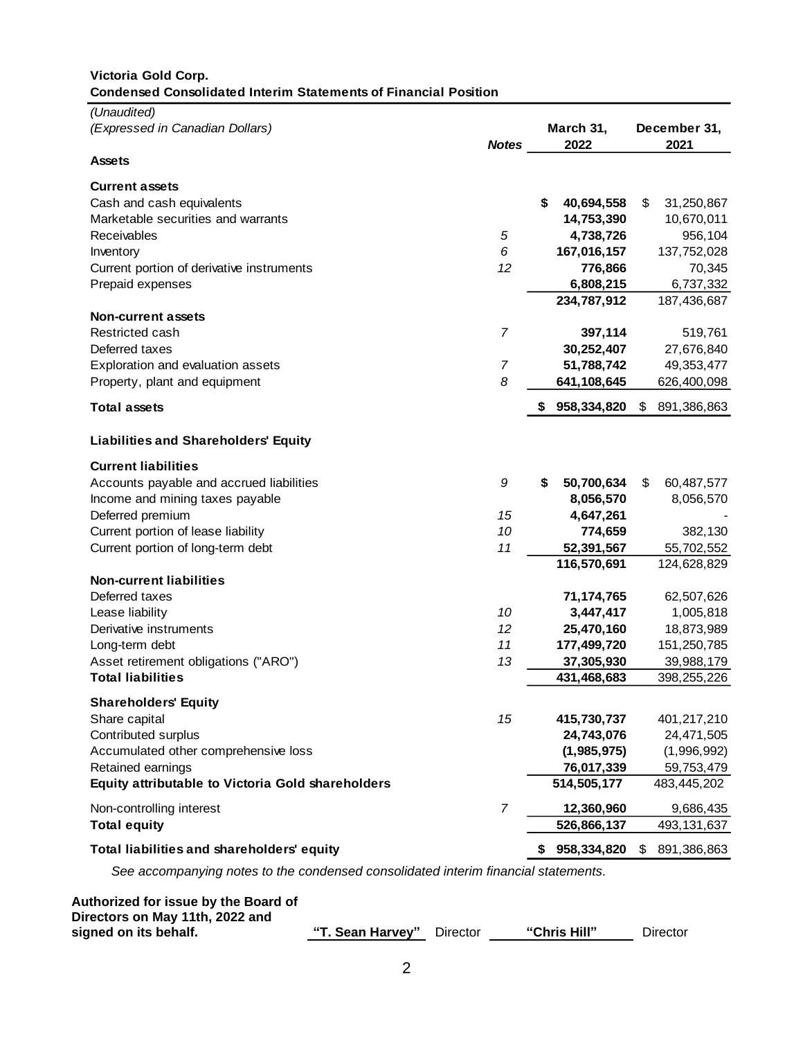**Victoria Gold Corp.**
**Condensed Consolidated Interim Statements of Financial Position**

*(Unaudited)*
*(Expressed in Canadian Dollars)*

| | ***Notes*** | **March 31, 2022** | **December 31, 2021** |
|---|---|---|---|
| **Assets** | | | |
| **Current assets** | | | |
| Cash and cash equivalents | | **$ 40,694,558** | $ 31,250,867 |
| Marketable securities and warrants | | **14,753,390** | 10,670,011 |
| Receivables | *5* | **4,738,726** | 956,104 |
| Inventory | *6* | **167,016,157** | 137,752,028 |
| Current portion of derivative instruments | *12* | **776,866** | 70,345 |
| Prepaid expenses | | **6,808,215** | 6,737,332 |
| | | **234,787,912** | 187,436,687 |
| **Non-current assets** | | | |
| Restricted cash | *7* | **397,114** | 519,761 |
| Deferred taxes | | **30,252,407** | 27,676,840 |
| Exploration and evaluation assets | *7* | **51,788,742** | 49,353,477 |
| Property, plant and equipment | *8* | **641,108,645** | 626,400,098 |
| **Total assets** | | **$ 958,334,820** | $ 891,386,863 |
| **Liabilities and Shareholders' Equity** | | | |
| **Current liabilities** | | | |
| Accounts payable and accrued liabilities | *9* | **$ 50,700,634** | $ 60,487,577 |
| Income and mining taxes payable | | **8,056,570** | 8,056,570 |
| Deferred premium | *15* | **4,647,261** | - |
| Current portion of lease liability | *10* | **774,659** | 382,130 |
| Current portion of long-term debt | *11* | **52,391,567** | 55,702,552 |
| | | **116,570,691** | 124,628,829 |
| **Non-current liabilities** | | | |
| Deferred taxes | | **71,174,765** | 62,507,626 |
| Lease liability | *10* | **3,447,417** | 1,005,818 |
| Derivative instruments | *12* | **25,470,160** | 18,873,989 |
| Long-term debt | *11* | **177,499,720** | 151,250,785 |
| Asset retirement obligations ("ARO") | *13* | **37,305,930** | 39,988,179 |
| **Total liabilities** | | **431,468,683** | 398,255,226 |
| **Shareholders' Equity** | | | |
| Share capital | *15* | **415,730,737** | 401,217,210 |
| Contributed surplus | | **24,743,076** | 24,471,505 |
| Accumulated other comprehensive loss | | **(1,985,975)** | (1,996,992) |
| Retained earnings | | **76,017,339** | 59,753,479 |
| **Equity attributable to Victoria Gold shareholders** | | **514,505,177** | 483,445,202 |
| Non-controlling interest | *7* | **12,360,960** | 9,686,435 |
| **Total equity** | | **526,866,137** | 493,131,637 |
| **Total liabilities and shareholders' equity** | | **$ 958,334,820** | $ 891,386,863 |

*See accompanying notes to the condensed consolidated interim financial statements.*

**Authorized for issue by the Board of Directors on May 11th, 2022 and signed on its behalf.**

**"T. Sean Harvey"** Director **"Chris Hill"** Director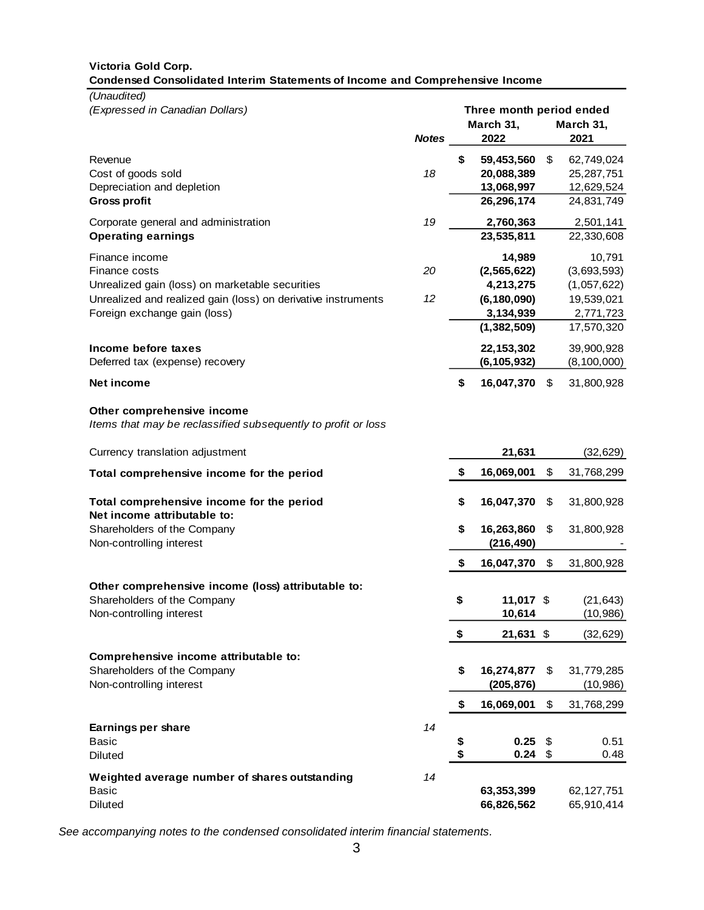**Victoria Gold Corp.**
**Condensed Consolidated Interim Statements of Income and Comprehensive Income**
*(Unaudited)*
*(Expressed in Canadian Dollars)*

| | Notes | Three month period ended March 31, 2022 | March 31, 2021 |
|---|---|---|---|
| Revenue | | $ 59,453,560 | $ 62,749,024 |
| Cost of goods sold | 18 | 20,088,389 | 25,287,751 |
| Depreciation and depletion | | 13,068,997 | 12,629,524 |
| **Gross profit** | | 26,296,174 | 24,831,749 |
| Corporate general and administration | 19 | 2,760,363 | 2,501,141 |
| **Operating earnings** | | 23,535,811 | 22,330,608 |
| Finance income | | 14,989 | 10,791 |
| Finance costs | 20 | (2,565,622) | (3,693,593) |
| Unrealized gain (loss) on marketable securities | | 4,213,275 | (1,057,622) |
| Unrealized and realized gain (loss) on derivative instruments | 12 | (6,180,090) | 19,539,021 |
| Foreign exchange gain (loss) | | 3,134,939 | 2,771,723 |
| | | (1,382,509) | 17,570,320 |
| **Income before taxes** | | 22,153,302 | 39,900,928 |
| Deferred tax (expense) recovery | | (6,105,932) | (8,100,000) |
| **Net income** | | $ 16,047,370 | $ 31,800,928 |
| **Other comprehensive income** | | | |
| *Items that may be reclassified subsequently to profit or loss* | | | |
| Currency translation adjustment | | 21,631 | (32,629) |
| **Total comprehensive income for the period** | | $ 16,069,001 | $ 31,768,299 |
| **Total comprehensive income for the period** | | $ 16,047,370 | $ 31,800,928 |
| **Net income attributable to:** | | | |
| Shareholders of the Company | | $ 16,263,860 | $ 31,800,928 |
| Non-controlling interest | | (216,490) | - |
| | | $ 16,047,370 | $ 31,800,928 |
| **Other comprehensive income (loss) attributable to:** | | | |
| Shareholders of the Company | | $ 11,017 | $ (21,643) |
| Non-controlling interest | | 10,614 | (10,986) |
| | | $ 21,631 | $ (32,629) |
| **Comprehensive income attributable to:** | | | |
| Shareholders of the Company | | $ 16,274,877 | $ 31,779,285 |
| Non-controlling interest | | (205,876) | (10,986) |
| | | $ 16,069,001 | $ 31,768,299 |
| **Earnings per share** | 14 | | |
| Basic | | $ 0.25 | $ 0.51 |
| Diluted | | $ 0.24 | $ 0.48 |
| **Weighted average number of shares outstanding** | 14 | | |
| Basic | | 63,353,399 | 62,127,751 |
| Diluted | | 66,826,562 | 65,910,414 |

*See accompanying notes to the condensed consolidated interim financial statements.*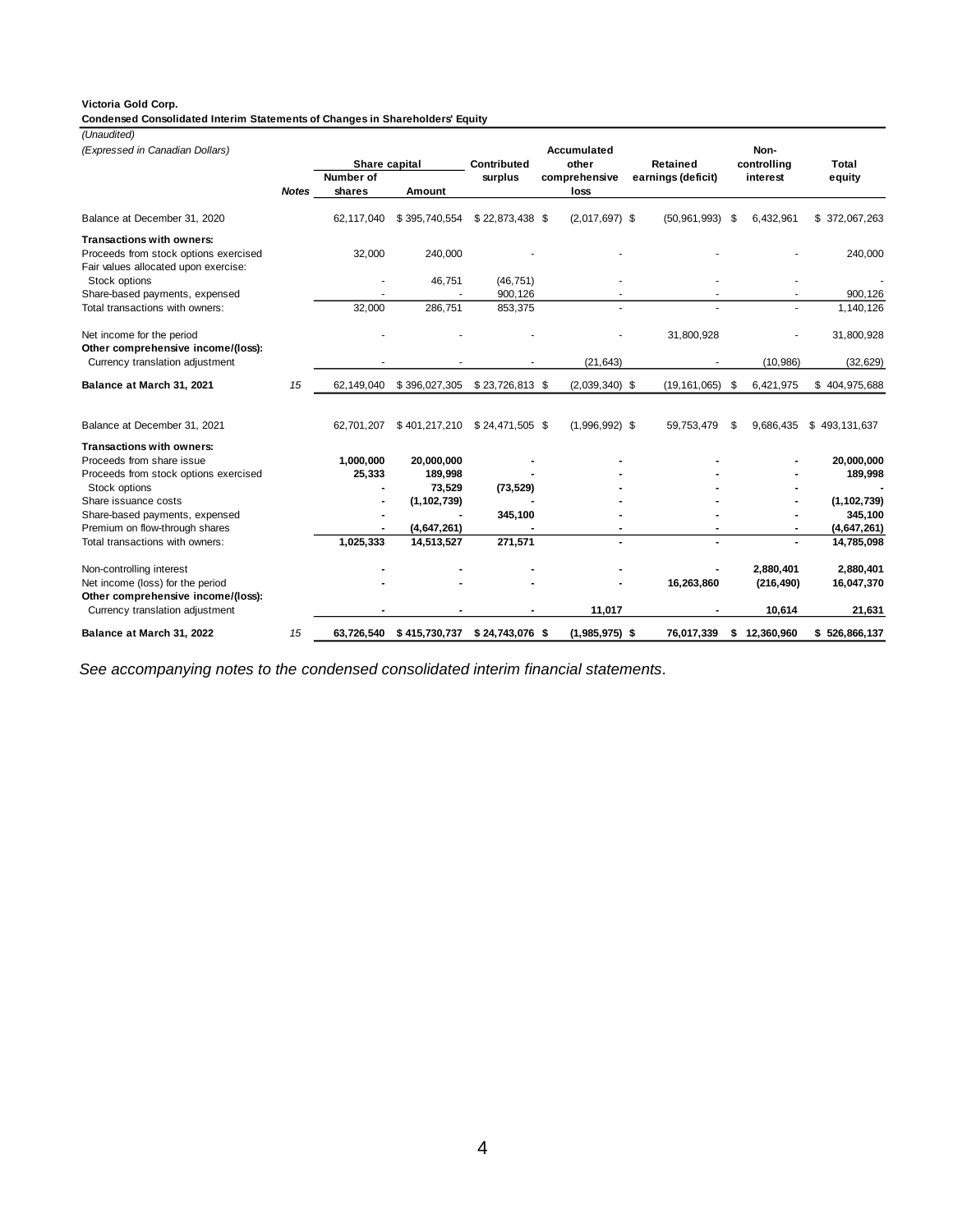**Victoria Gold Corp.**

**Condensed Consolidated Interim Statements of Changes in Shareholders' Equity**

*(Unaudited)*

*(Expressed in Canadian Dollars)*

| | Notes | Share capital | | Contributed surplus | Accumulated other comprehensive loss | Retained earnings (deficit) | Non-controlling interest | Total equity |
|---|---|---|---|---|---|---|---|---|
| | | Number of shares | Amount | | | | | |
| Balance at December 31, 2020 | | 62,117,040 | $ 395,740,554 | $ 22,873,438 | $ (2,017,697) | $ (50,961,993) | $ 6,432,961 | $ 372,067,263 |
| **Transactions with owners:** | | | | | | | | |
| Proceeds from stock options exercised | | 32,000 | 240,000 | - | - | - | - | 240,000 |
| Fair values allocated upon exercise: | | | | | | | | |
| Stock options | | - | 46,751 | (46,751) | - | - | - | - |
| Share-based payments, expensed | | - | - | 900,126 | - | - | - | 900,126 |
| Total transactions with owners: | | 32,000 | 286,751 | 853,375 | - | - | - | 1,140,126 |
| Net income for the period | | - | - | - | - | 31,800,928 | - | 31,800,928 |
| **Other comprehensive income/(loss):** | | | | | | | | |
| Currency translation adjustment | | - | - | - | (21,643) | - | (10,986) | (32,629) |
| **Balance at March 31, 2021** | *15* | 62,149,040 | $ 396,027,305 | $ 23,726,813 | $ (2,039,340) | $ (19,161,065) | $ 6,421,975 | $ 404,975,688 |
| Balance at December 31, 2021 | | 62,701,207 | $ 401,217,210 | $ 24,471,505 | $ (1,996,992) | $ 59,753,479 | $ 9,686,435 | $ 493,131,637 |
| **Transactions with owners:** | | | | | | | | |
| Proceeds from share issue | | **1,000,000** | **20,000,000** | **-** | **-** | **-** | **-** | **20,000,000** |
| Proceeds from stock options exercised | | **25,333** | **189,998** | **-** | **-** | **-** | **-** | **189,998** |
| Stock options | | **-** | **73,529** | **(73,529)** | **-** | **-** | **-** | **-** |
| Share issuance costs | | **-** | **(1,102,739)** | **-** | **-** | **-** | **-** | **(1,102,739)** |
| Share-based payments, expensed | | **-** | **-** | **345,100** | **-** | **-** | **-** | **345,100** |
| Premium on flow-through shares | | **-** | **(4,647,261)** | **-** | **-** | **-** | **-** | **(4,647,261)** |
| Total transactions with owners: | | **1,025,333** | **14,513,527** | **271,571** | **-** | **-** | **-** | **14,785,098** |
| Non-controlling interest | | **-** | **-** | **-** | **-** | **-** | **2,880,401** | **2,880,401** |
| Net income (loss) for the period | | **-** | **-** | **-** | **-** | **16,263,860** | **(216,490)** | **16,047,370** |
| **Other comprehensive income/(loss):** | | | | | | | | |
| Currency translation adjustment | | **-** | **-** | **-** | **11,017** | **-** | **10,614** | **21,631** |
| **Balance at March 31, 2022** | *15* | **63,726,540** | **$ 415,730,737** | **$ 24,743,076** | **$ (1,985,975)** | **$ 76,017,339** | **$ 12,360,960** | **$ 526,866,137** |

*See accompanying notes to the condensed consolidated interim financial statements.*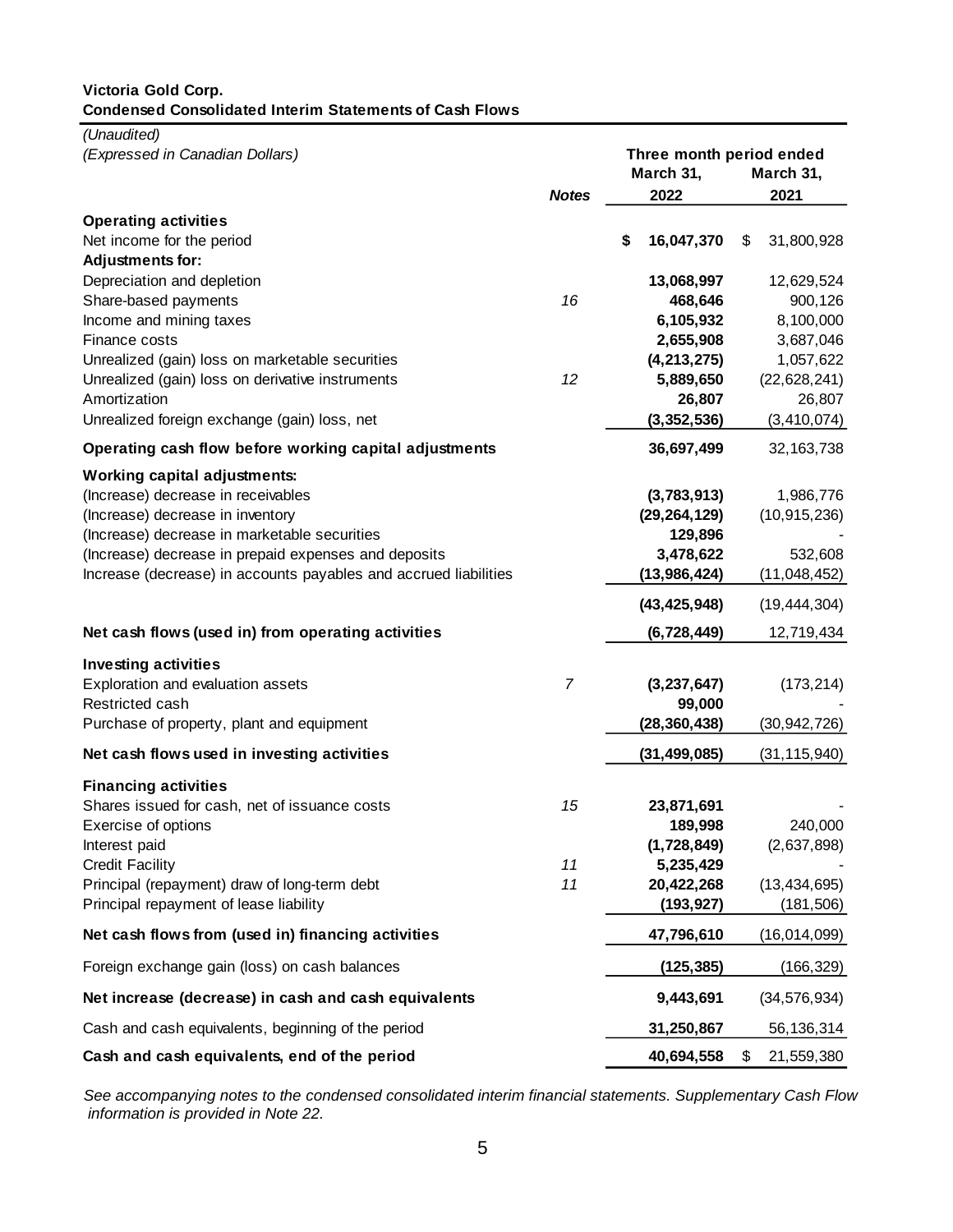**Victoria Gold Corp.**
**Condensed Consolidated Interim Statements of Cash Flows**

*(Unaudited)*
*(Expressed in Canadian Dollars)*

| | *Notes* | Three month period ended March 31, 2022 | March 31, 2021 |
|---|---|---|---|
| **Operating activities** | | | |
| Net income for the period | | **$ 16,047,370** | $ 31,800,928 |
| **Adjustments for:** | | | |
| Depreciation and depletion | | **13,068,997** | 12,629,524 |
| Share-based payments | *16* | **468,646** | 900,126 |
| Income and mining taxes | | **6,105,932** | 8,100,000 |
| Finance costs | | **2,655,908** | 3,687,046 |
| Unrealized (gain) loss on marketable securities | | **(4,213,275)** | 1,057,622 |
| Unrealized (gain) loss on derivative instruments | *12* | **5,889,650** | (22,628,241) |
| Amortization | | **26,807** | 26,807 |
| Unrealized foreign exchange (gain) loss, net | | **(3,352,536)** | (3,410,074) |
| **Operating cash flow before working capital adjustments** | | **36,697,499** | 32,163,738 |
| **Working capital adjustments:** | | | |
| (Increase) decrease in receivables | | **(3,783,913)** | 1,986,776 |
| (Increase) decrease in inventory | | **(29,264,129)** | (10,915,236) |
| (Increase) decrease in marketable securities | | **129,896** | - |
| (Increase) decrease in prepaid expenses and deposits | | **3,478,622** | 532,608 |
| Increase (decrease) in accounts payables and accrued liabilities | | **(13,986,424)** | (11,048,452) |
| | | **(43,425,948)** | (19,444,304) |
| **Net cash flows (used in) from operating activities** | | **(6,728,449)** | 12,719,434 |
| **Investing activities** | | | |
| Exploration and evaluation assets | *7* | **(3,237,647)** | (173,214) |
| Restricted cash | | **99,000** | - |
| Purchase of property, plant and equipment | | **(28,360,438)** | (30,942,726) |
| **Net cash flows used in investing activities** | | **(31,499,085)** | (31,115,940) |
| **Financing activities** | | | |
| Shares issued for cash, net of issuance costs | *15* | **23,871,691** | - |
| Exercise of options | | **189,998** | 240,000 |
| Interest paid | | **(1,728,849)** | (2,637,898) |
| Credit Facility | *11* | **5,235,429** | - |
| Principal (repayment) draw of long-term debt | *11* | **20,422,268** | (13,434,695) |
| Principal repayment of lease liability | | **(193,927)** | (181,506) |
| **Net cash flows from (used in) financing activities** | | **47,796,610** | (16,014,099) |
| Foreign exchange gain (loss) on cash balances | | **(125,385)** | (166,329) |
| **Net increase (decrease) in cash and cash equivalents** | | **9,443,691** | (34,576,934) |
| Cash and cash equivalents, beginning of the period | | **31,250,867** | 56,136,314 |
| **Cash and cash equivalents, end of the period** | | **40,694,558** | $ 21,559,380 |

*See accompanying notes to the condensed consolidated interim financial statements. Supplementary Cash Flow information is provided in Note 22.*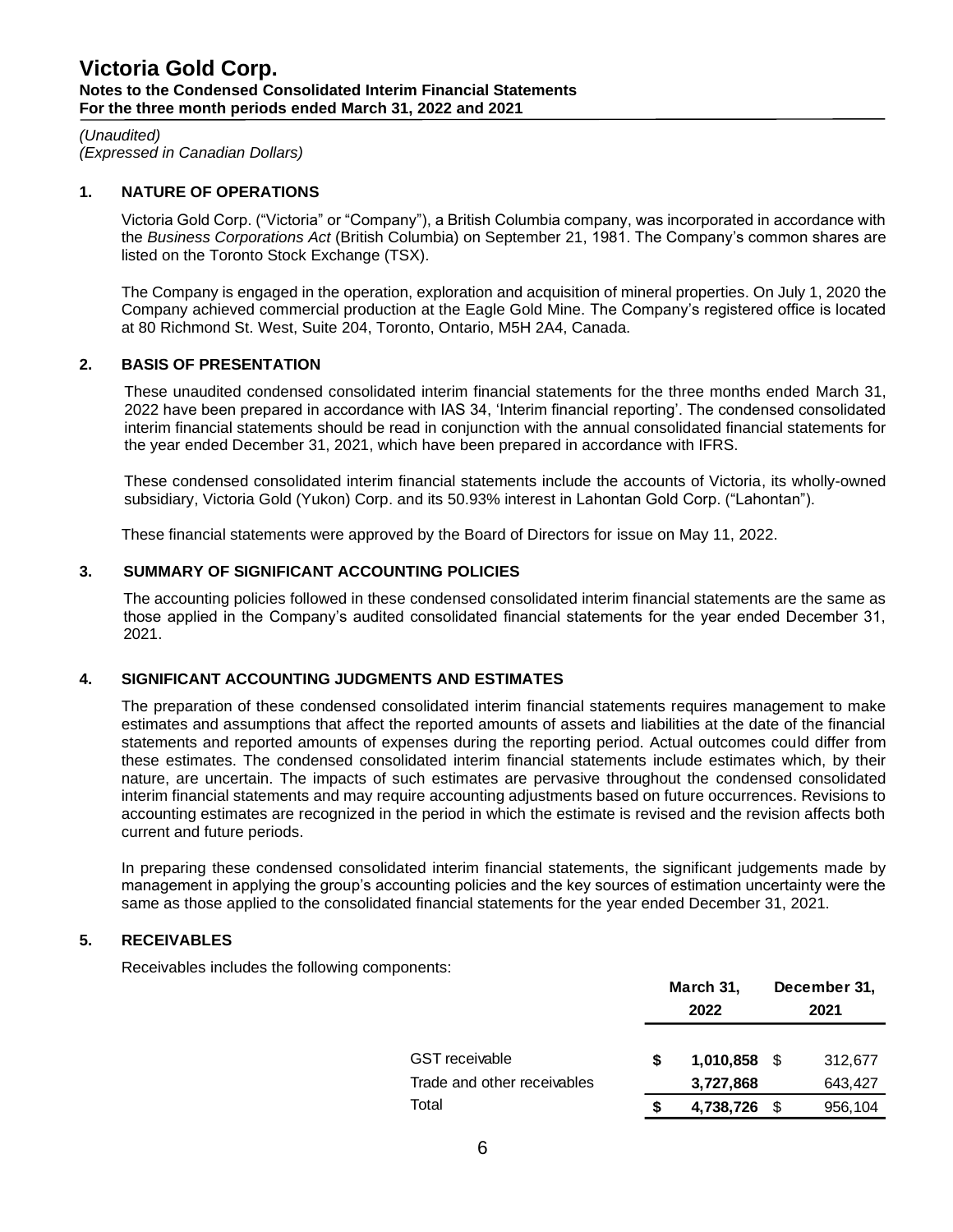# Victoria Gold Corp.

**Notes to the Condensed Consolidated Interim Financial Statements**
**For the three month periods ended March 31, 2022 and 2021**

*(Unaudited)*
*(Expressed in Canadian Dollars)*

## 1. NATURE OF OPERATIONS

Victoria Gold Corp. ("Victoria" or "Company"), a British Columbia company, was incorporated in accordance with the *Business Corporations Act* (British Columbia) on September 21, 1981. The Company's common shares are listed on the Toronto Stock Exchange (TSX).

The Company is engaged in the operation, exploration and acquisition of mineral properties. On July 1, 2020 the Company achieved commercial production at the Eagle Gold Mine. The Company's registered office is located at 80 Richmond St. West, Suite 204, Toronto, Ontario, M5H 2A4, Canada.

## 2. BASIS OF PRESENTATION

These unaudited condensed consolidated interim financial statements for the three months ended March 31, 2022 have been prepared in accordance with IAS 34, 'Interim financial reporting'. The condensed consolidated interim financial statements should be read in conjunction with the annual consolidated financial statements for the year ended December 31, 2021, which have been prepared in accordance with IFRS.

These condensed consolidated interim financial statements include the accounts of Victoria, its wholly-owned subsidiary, Victoria Gold (Yukon) Corp. and its 50.93% interest in Lahontan Gold Corp. ("Lahontan").

These financial statements were approved by the Board of Directors for issue on May 11, 2022.

## 3. SUMMARY OF SIGNIFICANT ACCOUNTING POLICIES

The accounting policies followed in these condensed consolidated interim financial statements are the same as those applied in the Company's audited consolidated financial statements for the year ended December 31, 2021.

## 4. SIGNIFICANT ACCOUNTING JUDGMENTS AND ESTIMATES

The preparation of these condensed consolidated interim financial statements requires management to make estimates and assumptions that affect the reported amounts of assets and liabilities at the date of the financial statements and reported amounts of expenses during the reporting period. Actual outcomes could differ from these estimates. The condensed consolidated interim financial statements include estimates which, by their nature, are uncertain. The impacts of such estimates are pervasive throughout the condensed consolidated interim financial statements and may require accounting adjustments based on future occurrences. Revisions to accounting estimates are recognized in the period in which the estimate is revised and the revision affects both current and future periods.

In preparing these condensed consolidated interim financial statements, the significant judgements made by management in applying the group's accounting policies and the key sources of estimation uncertainty were the same as those applied to the consolidated financial statements for the year ended December 31, 2021.

## 5. RECEIVABLES

Receivables includes the following components:

| | March 31, 2022 | December 31, 2021 |
|---|---|---|
| GST receivable | **$ 1,010,858** | $ 312,677 |
| Trade and other receivables | **3,727,868** | 643,427 |
| Total | **$ 4,738,726** | $ 956,104 |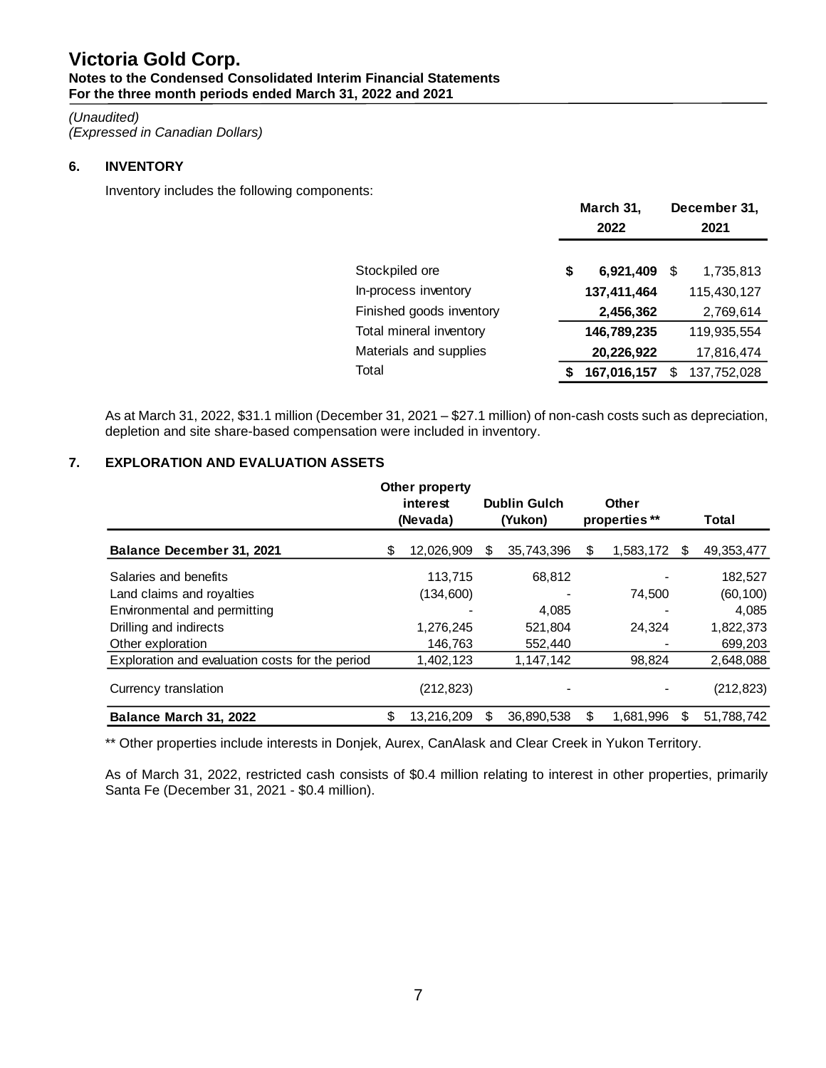# Victoria Gold Corp.

**Notes to the Condensed Consolidated Interim Financial Statements**
**For the three month periods ended March 31, 2022 and 2021**

*(Unaudited)*
*(Expressed in Canadian Dollars)*

## 6. INVENTORY

Inventory includes the following components:

| | March 31, 2022 | December 31, 2021 |
|---|---|---|
| Stockpiled ore | **$ 6,921,409** | $ 1,735,813 |
| In-process inventory | **137,411,464** | 115,430,127 |
| Finished goods inventory | **2,456,362** | 2,769,614 |
| Total mineral inventory | **146,789,235** | 119,935,554 |
| Materials and supplies | **20,226,922** | 17,816,474 |
| Total | **$ 167,016,157** | $ 137,752,028 |

As at March 31, 2022, $31.1 million (December 31, 2021 – $27.1 million) of non-cash costs such as depreciation, depletion and site share-based compensation were included in inventory.

## 7. EXPLORATION AND EVALUATION ASSETS

| | Other property interest (Nevada) | Dublin Gulch (Yukon) | Other properties ** | Total |
|---|---|---|---|---|
| **Balance December 31, 2021** | $ 12,026,909 | $ 35,743,396 | $ 1,583,172 | $ 49,353,477 |
| Salaries and benefits | 113,715 | 68,812 | - | 182,527 |
| Land claims and royalties | (134,600) | - | 74,500 | (60,100) |
| Environmental and permitting | - | 4,085 | - | 4,085 |
| Drilling and indirects | 1,276,245 | 521,804 | 24,324 | 1,822,373 |
| Other exploration | 146,763 | 552,440 | - | 699,203 |
| Exploration and evaluation costs for the period | 1,402,123 | 1,147,142 | 98,824 | 2,648,088 |
| Currency translation | (212,823) | - | - | (212,823) |
| **Balance March 31, 2022** | $ 13,216,209 | $ 36,890,538 | $ 1,681,996 | $ 51,788,742 |

** Other properties include interests in Donjek, Aurex, CanAlask and Clear Creek in Yukon Territory.

As of March 31, 2022, restricted cash consists of $0.4 million relating to interest in other properties, primarily Santa Fe (December 31, 2021 - $0.4 million).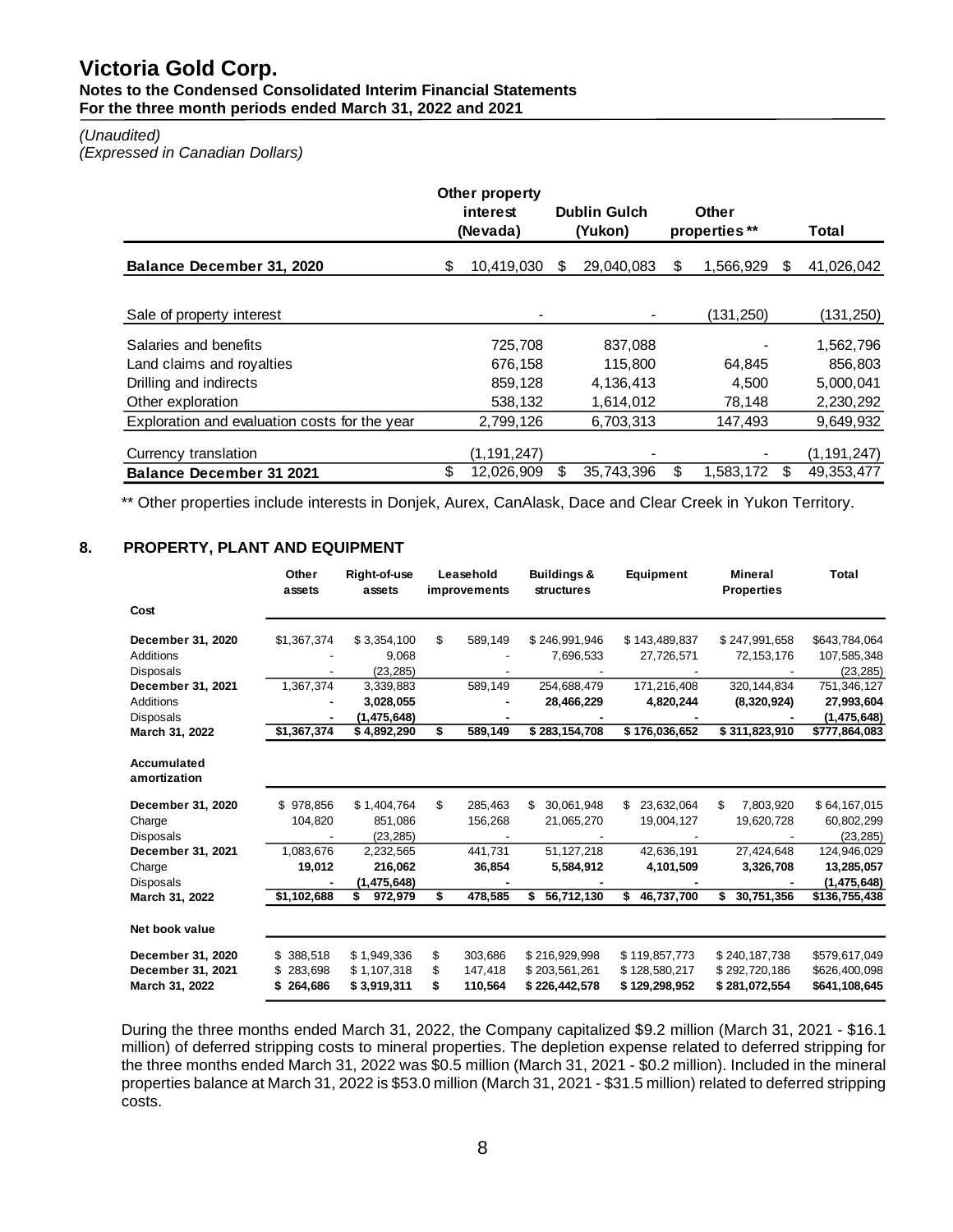# Victoria Gold Corp.

**Notes to the Condensed Consolidated Interim Financial Statements**
**For the three month periods ended March 31, 2022 and 2021**

*(Unaudited)*
*(Expressed in Canadian Dollars)*

| | Other property interest (Nevada) | Dublin Gulch (Yukon) | Other properties ** | Total |
|---|---|---|---|---|
| **Balance December 31, 2020** | $ 10,419,030 | $ 29,040,083 | $ 1,566,929 | $ 41,026,042 |
| Sale of property interest | - | - | (131,250) | (131,250) |
| Salaries and benefits | 725,708 | 837,088 | - | 1,562,796 |
| Land claims and royalties | 676,158 | 115,800 | 64,845 | 856,803 |
| Drilling and indirects | 859,128 | 4,136,413 | 4,500 | 5,000,041 |
| Other exploration | 538,132 | 1,614,012 | 78,148 | 2,230,292 |
| Exploration and evaluation costs for the year | 2,799,126 | 6,703,313 | 147,493 | 9,649,932 |
| Currency translation | (1,191,247) | - | - | (1,191,247) |
| **Balance December 31 2021** | $ 12,026,909 | $ 35,743,396 | $ 1,583,172 | $ 49,353,477 |

** Other properties include interests in Donjek, Aurex, CanAlask, Dace and Clear Creek in Yukon Territory.

## 8. PROPERTY, PLANT AND EQUIPMENT

| | Other assets | Right-of-use assets | Leasehold improvements | Buildings & structures | Equipment | Mineral Properties | Total |
|---|---|---|---|---|---|---|---|
| **Cost** | | | | | | | |
| **December 31, 2020** | $1,367,374 | $ 3,354,100 | $ 589,149 | $ 246,991,946 | $ 143,489,837 | $ 247,991,658 | $643,784,064 |
| Additions | - | 9,068 | - | 7,696,533 | 27,726,571 | 72,153,176 | 107,585,348 |
| Disposals | - | (23,285) | - | - | - | - | (23,285) |
| **December 31, 2021** | 1,367,374 | 3,339,883 | 589,149 | 254,688,479 | 171,216,408 | 320,144,834 | 751,346,127 |
| Additions | **-** | **3,028,055** | **-** | **28,466,229** | **4,820,244** | **(8,320,924)** | **27,993,604** |
| Disposals | **-** | **(1,475,648)** | **-** | **-** | **-** | **-** | **(1,475,648)** |
| **March 31, 2022** | **$1,367,374** | **$ 4,892,290** | **$ 589,149** | **$ 283,154,708** | **$ 176,036,652** | **$ 311,823,910** | **$777,864,083** |
| **Accumulated amortization** | | | | | | | |
| **December 31, 2020** | $ 978,856 | $ 1,404,764 | $ 285,463 | $ 30,061,948 | $ 23,632,064 | $ 7,803,920 | $ 64,167,015 |
| Charge | 104,820 | 851,086 | 156,268 | 21,065,270 | 19,004,127 | 19,620,728 | 60,802,299 |
| Disposals | - | (23,285) | - | - | - | - | (23,285) |
| **December 31, 2021** | 1,083,676 | 2,232,565 | 441,731 | 51,127,218 | 42,636,191 | 27,424,648 | 124,946,029 |
| Charge | **19,012** | **216,062** | **36,854** | **5,584,912** | **4,101,509** | **3,326,708** | **13,285,057** |
| Disposals | **-** | **(1,475,648)** | **-** | **-** | **-** | **-** | **(1,475,648)** |
| **March 31, 2022** | **$1,102,688** | **$ 972,979** | **$ 478,585** | **$ 56,712,130** | **$ 46,737,700** | **$ 30,751,356** | **$136,755,438** |
| **Net book value** | | | | | | | |
| **December 31, 2020** | $ 388,518 | $ 1,949,336 | $ 303,686 | $ 216,929,998 | $ 119,857,773 | $ 240,187,738 | $579,617,049 |
| **December 31, 2021** | $ 283,698 | $ 1,107,318 | $ 147,418 | $ 203,561,261 | $ 128,580,217 | $ 292,720,186 | $626,400,098 |
| **March 31, 2022** | **$ 264,686** | **$ 3,919,311** | **$ 110,564** | **$ 226,442,578** | **$ 129,298,952** | **$ 281,072,554** | **$641,108,645** |

During the three months ended March 31, 2022, the Company capitalized $9.2 million (March 31, 2021 - $16.1 million) of deferred stripping costs to mineral properties. The depletion expense related to deferred stripping for the three months ended March 31, 2022 was $0.5 million (March 31, 2021 - $0.2 million). Included in the mineral properties balance at March 31, 2022 is $53.0 million (March 31, 2021 - $31.5 million) related to deferred stripping costs.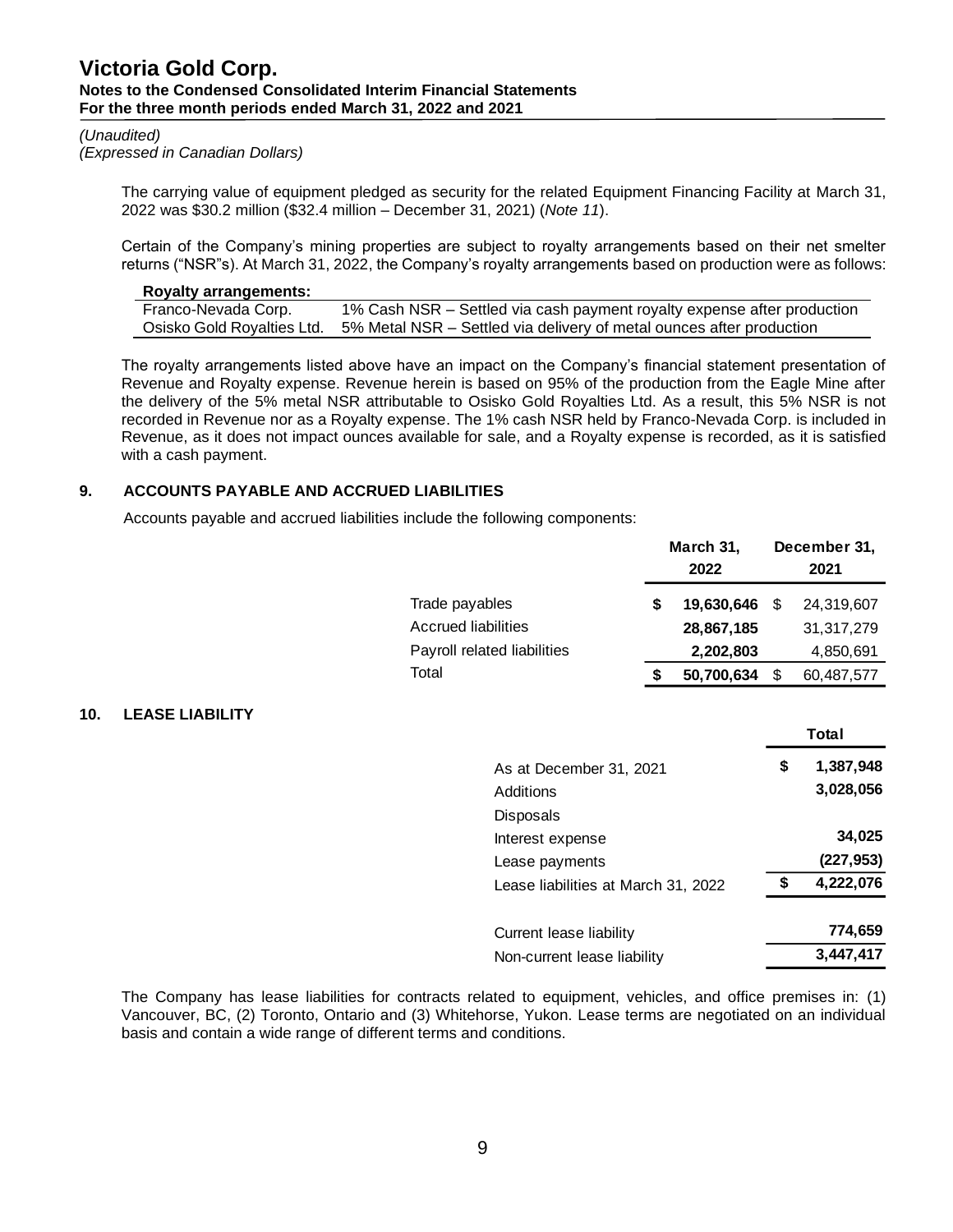The carrying value of equipment pledged as security for the related Equipment Financing Facility at March 31, 2022 was $30.2 million ($32.4 million – December 31, 2021) (*Note 11*).

Certain of the Company's mining properties are subject to royalty arrangements based on their net smelter returns ("NSR"s). At March 31, 2022, the Company's royalty arrangements based on production were as follows:

| **Royalty arrangements:** | |
|---|---|
| Franco-Nevada Corp. | 1% Cash NSR – Settled via cash payment royalty expense after production |
| Osisko Gold Royalties Ltd. | 5% Metal NSR – Settled via delivery of metal ounces after production |

The royalty arrangements listed above have an impact on the Company's financial statement presentation of Revenue and Royalty expense. Revenue herein is based on 95% of the production from the Eagle Mine after the delivery of the 5% metal NSR attributable to Osisko Gold Royalties Ltd. As a result, this 5% NSR is not recorded in Revenue nor as a Royalty expense. The 1% cash NSR held by Franco-Nevada Corp. is included in Revenue, as it does not impact ounces available for sale, and a Royalty expense is recorded, as it is satisfied with a cash payment.

## 9. ACCOUNTS PAYABLE AND ACCRUED LIABILITIES

Accounts payable and accrued liabilities include the following components:

| | March 31, 2022 | December 31, 2021 |
|---|---|---|
| Trade payables | **$ 19,630,646** | $ 24,319,607 |
| Accrued liabilities | **28,867,185** | 31,317,279 |
| Payroll related liabilities | **2,202,803** | 4,850,691 |
| Total | **$ 50,700,634** | $ 60,487,577 |

## 10. LEASE LIABILITY

| | Total |
|---|---|
| As at December 31, 2021 | **$ 1,387,948** |
| Additions | **3,028,056** |
| Disposals | |
| Interest expense | **34,025** |
| Lease payments | **(227,953)** |
| Lease liabilities at March 31, 2022 | **$ 4,222,076** |
| | |
| Current lease liability | **774,659** |
| Non-current lease liability | **3,447,417** |

The Company has lease liabilities for contracts related to equipment, vehicles, and office premises in: (1) Vancouver, BC, (2) Toronto, Ontario and (3) Whitehorse, Yukon. Lease terms are negotiated on an individual basis and contain a wide range of different terms and conditions.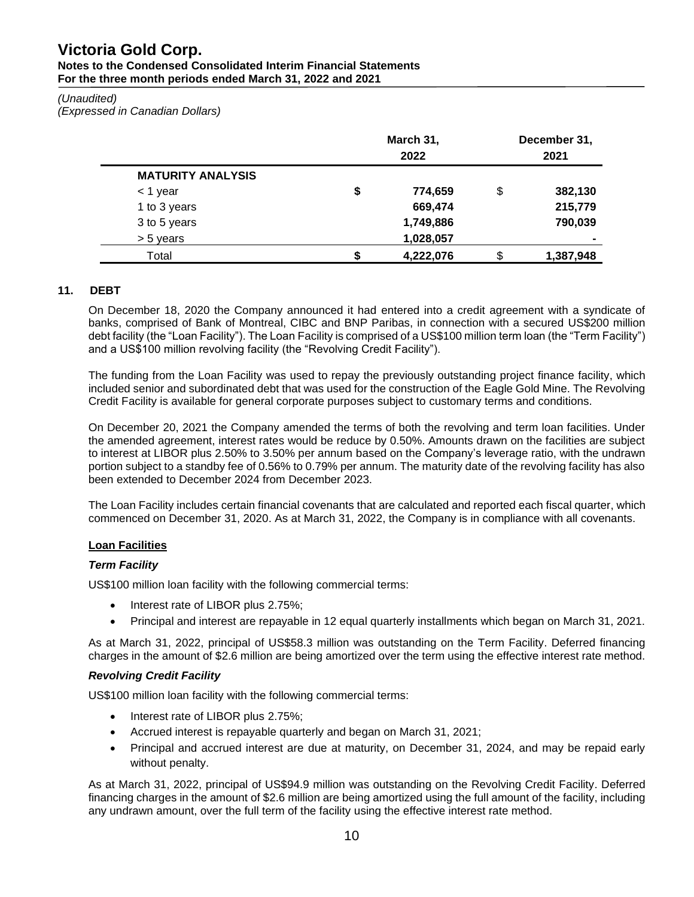*(Unaudited)*
*(Expressed in Canadian Dollars)*

| | March 31, 2022 | December 31, 2021 |
|---|---|---|
| **MATURITY ANALYSIS** | | |
| < 1 year | $ 774,659 | $ 382,130 |
| 1 to 3 years | 669,474 | 215,779 |
| 3 to 5 years | 1,749,886 | 790,039 |
| > 5 years | 1,028,057 | - |
| Total | $ 4,222,076 | $ 1,387,948 |

## 11. DEBT

On December 18, 2020 the Company announced it had entered into a credit agreement with a syndicate of banks, comprised of Bank of Montreal, CIBC and BNP Paribas, in connection with a secured US$200 million debt facility (the "Loan Facility"). The Loan Facility is comprised of a US$100 million term loan (the "Term Facility") and a US$100 million revolving facility (the "Revolving Credit Facility").

The funding from the Loan Facility was used to repay the previously outstanding project finance facility, which included senior and subordinated debt that was used for the construction of the Eagle Gold Mine. The Revolving Credit Facility is available for general corporate purposes subject to customary terms and conditions.

On December 20, 2021 the Company amended the terms of both the revolving and term loan facilities. Under the amended agreement, interest rates would be reduce by 0.50%. Amounts drawn on the facilities are subject to interest at LIBOR plus 2.50% to 3.50% per annum based on the Company's leverage ratio, with the undrawn portion subject to a standby fee of 0.56% to 0.79% per annum. The maturity date of the revolving facility has also been extended to December 2024 from December 2023.

The Loan Facility includes certain financial covenants that are calculated and reported each fiscal quarter, which commenced on December 31, 2020. As at March 31, 2022, the Company is in compliance with all covenants.

**Loan Facilities**

***Term Facility***

US$100 million loan facility with the following commercial terms:

- Interest rate of LIBOR plus 2.75%;
- Principal and interest are repayable in 12 equal quarterly installments which began on March 31, 2021.

As at March 31, 2022, principal of US$58.3 million was outstanding on the Term Facility. Deferred financing charges in the amount of $2.6 million are being amortized over the term using the effective interest rate method.

***Revolving Credit Facility***

US$100 million loan facility with the following commercial terms:

- Interest rate of LIBOR plus 2.75%;
- Accrued interest is repayable quarterly and began on March 31, 2021;
- Principal and accrued interest are due at maturity, on December 31, 2024, and may be repaid early without penalty.

As at March 31, 2022, principal of US$94.9 million was outstanding on the Revolving Credit Facility. Deferred financing charges in the amount of $2.6 million are being amortized using the full amount of the facility, including any undrawn amount, over the full term of the facility using the effective interest rate method.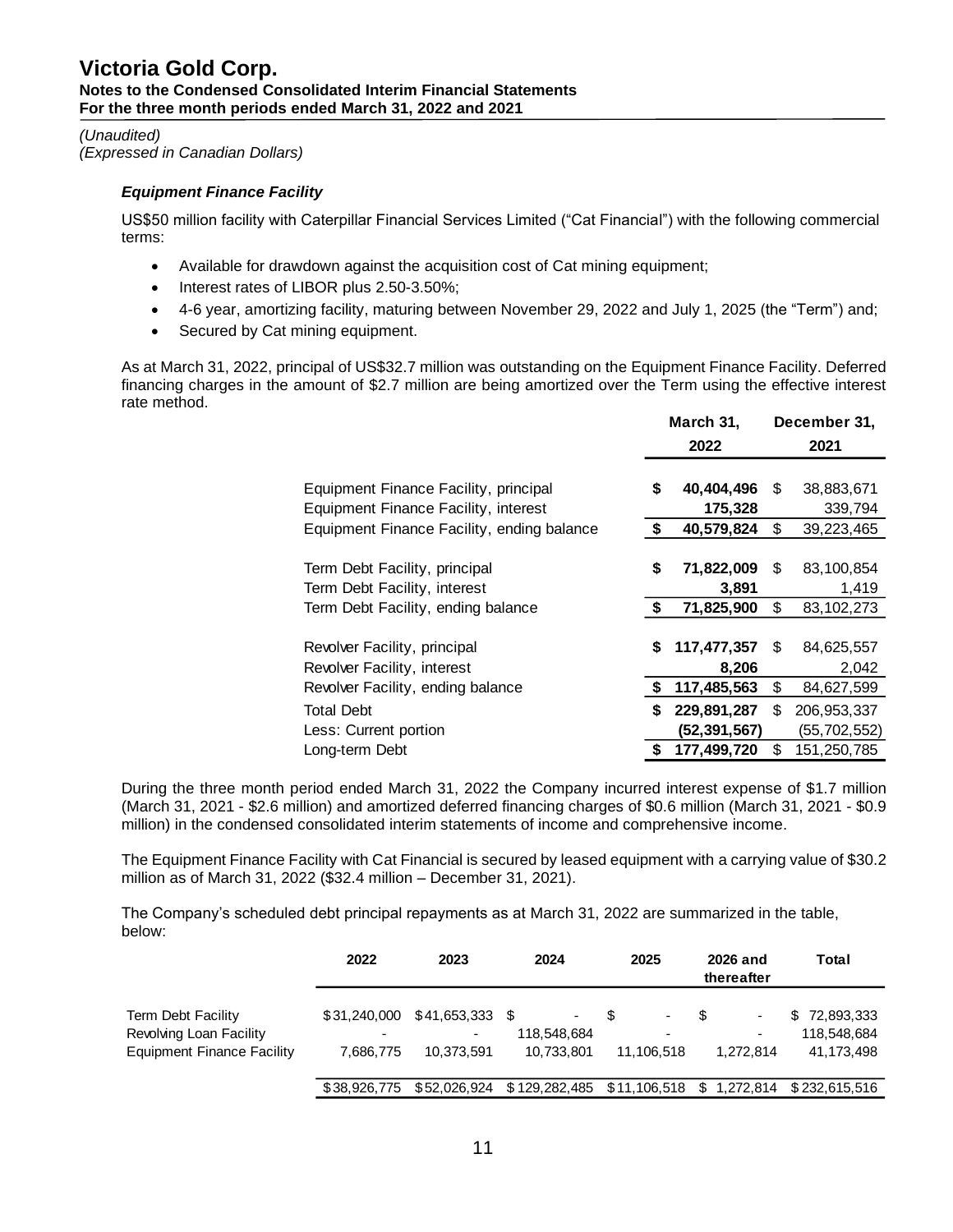### *Equipment Finance Facility*

US$50 million facility with Caterpillar Financial Services Limited ("Cat Financial") with the following commercial terms:

- Available for drawdown against the acquisition cost of Cat mining equipment;
- Interest rates of LIBOR plus 2.50-3.50%;
- 4-6 year, amortizing facility, maturing between November 29, 2022 and July 1, 2025 (the "Term") and;
- Secured by Cat mining equipment.

As at March 31, 2022, principal of US$32.7 million was outstanding on the Equipment Finance Facility. Deferred financing charges in the amount of $2.7 million are being amortized over the Term using the effective interest rate method.

| | March 31, 2022 | December 31, 2021 |
|---|---|---|
| Equipment Finance Facility, principal | **$ 40,404,496** | $ 38,883,671 |
| Equipment Finance Facility, interest | **175,328** | 339,794 |
| Equipment Finance Facility, ending balance | **$ 40,579,824** | $ 39,223,465 |
| Term Debt Facility, principal | **$ 71,822,009** | $ 83,100,854 |
| Term Debt Facility, interest | **3,891** | 1,419 |
| Term Debt Facility, ending balance | **$ 71,825,900** | $ 83,102,273 |
| Revolver Facility, principal | **$ 117,477,357** | $ 84,625,557 |
| Revolver Facility, interest | **8,206** | 2,042 |
| Revolver Facility, ending balance | **$ 117,485,563** | $ 84,627,599 |
| Total Debt | **$ 229,891,287** | $ 206,953,337 |
| Less: Current portion | **(52,391,567)** | (55,702,552) |
| Long-term Debt | **$ 177,499,720** | $ 151,250,785 |

During the three month period ended March 31, 2022 the Company incurred interest expense of $1.7 million (March 31, 2021 - $2.6 million) and amortized deferred financing charges of $0.6 million (March 31, 2021 - $0.9 million) in the condensed consolidated interim statements of income and comprehensive income.

The Equipment Finance Facility with Cat Financial is secured by leased equipment with a carrying value of $30.2 million as of March 31, 2022 ($32.4 million – December 31, 2021).

The Company's scheduled debt principal repayments as at March 31, 2022 are summarized in the table, below:

| | 2022 | 2023 | 2024 | 2025 | 2026 and thereafter | Total |
|---|---|---|---|---|---|---|
| Term Debt Facility | $31,240,000 | $41,653,333 | $ - | $ - | $ - | $ 72,893,333 |
| Revolving Loan Facility | - | - | 118,548,684 | - | - | 118,548,684 |
| Equipment Finance Facility | 7,686,775 | 10,373,591 | 10,733,801 | 11,106,518 | 1,272,814 | 41,173,498 |
| | $38,926,775 | $52,026,924 | $129,282,485 | $11,106,518 | $ 1,272,814 | $232,615,516 |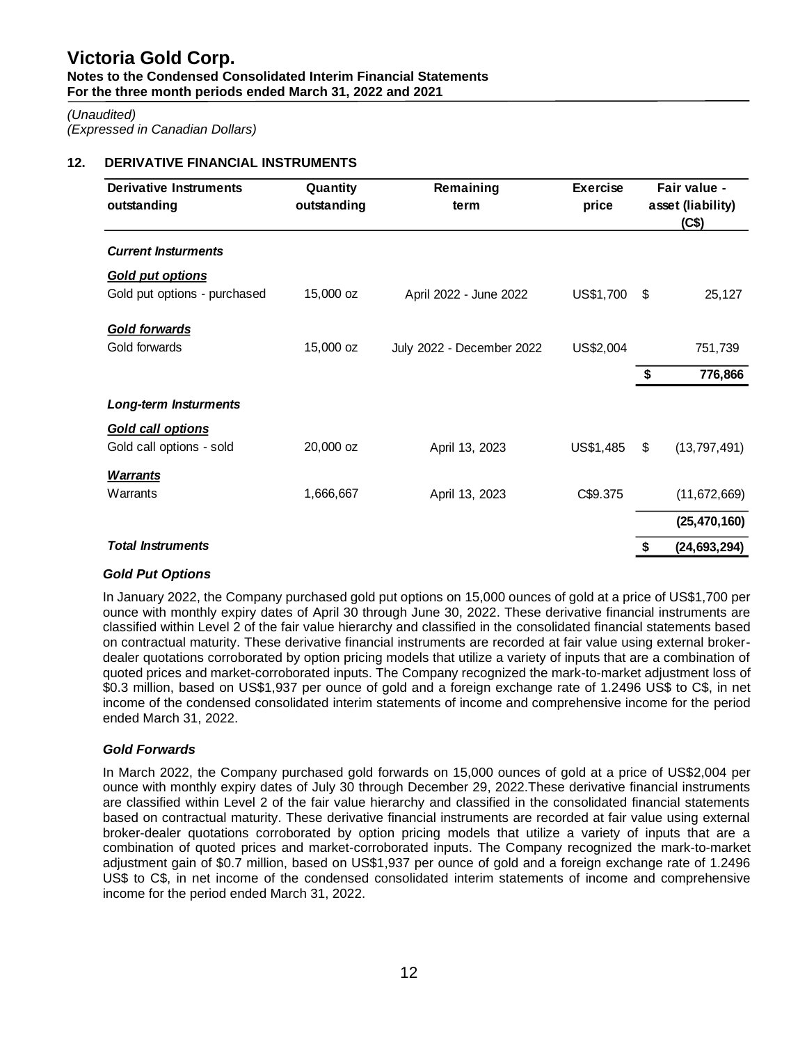## 12. DERIVATIVE FINANCIAL INSTRUMENTS

| Derivative Instruments outstanding | Quantity outstanding | Remaining term | Exercise price | Fair value - asset (liability) (C$) |
|---|---|---|---|---|
| ***Current Insturments*** | | | | |
| ***Gold put options*** | | | | |
| Gold put options - purchased | 15,000 oz | April 2022 - June 2022 | US$1,700 | $ 25,127 |
| ***Gold forwards*** | | | | |
| Gold forwards | 15,000 oz | July 2022 - December 2022 | US$2,004 | 751,739 |
| | | | | **$ 776,866** |
| ***Long-term Insturments*** | | | | |
| ***Gold call options*** | | | | |
| Gold call options - sold | 20,000 oz | April 13, 2023 | US$1,485 | $ (13,797,491) |
| ***Warrants*** | | | | |
| Warrants | 1,666,667 | April 13, 2023 | C$9.375 | (11,672,669) |
| | | | | **(25,470,160)** |
| ***Total Instruments*** | | | | **$ (24,693,294)** |

***Gold Put Options***

In January 2022, the Company purchased gold put options on 15,000 ounces of gold at a price of US$1,700 per ounce with monthly expiry dates of April 30 through June 30, 2022. These derivative financial instruments are classified within Level 2 of the fair value hierarchy and classified in the consolidated financial statements based on contractual maturity. These derivative financial instruments are recorded at fair value using external broker-dealer quotations corroborated by option pricing models that utilize a variety of inputs that are a combination of quoted prices and market-corroborated inputs. The Company recognized the mark-to-market adjustment loss of $0.3 million, based on US$1,937 per ounce of gold and a foreign exchange rate of 1.2496 US$ to C$, in net income of the condensed consolidated interim statements of income and comprehensive income for the period ended March 31, 2022.

***Gold Forwards***

In March 2022, the Company purchased gold forwards on 15,000 ounces of gold at a price of US$2,004 per ounce with monthly expiry dates of July 30 through December 29, 2022.These derivative financial instruments are classified within Level 2 of the fair value hierarchy and classified in the consolidated financial statements based on contractual maturity. These derivative financial instruments are recorded at fair value using external broker-dealer quotations corroborated by option pricing models that utilize a variety of inputs that are a combination of quoted prices and market-corroborated inputs. The Company recognized the mark-to-market adjustment gain of $0.7 million, based on US$1,937 per ounce of gold and a foreign exchange rate of 1.2496 US$ to C$, in net income of the condensed consolidated interim statements of income and comprehensive income for the period ended March 31, 2022.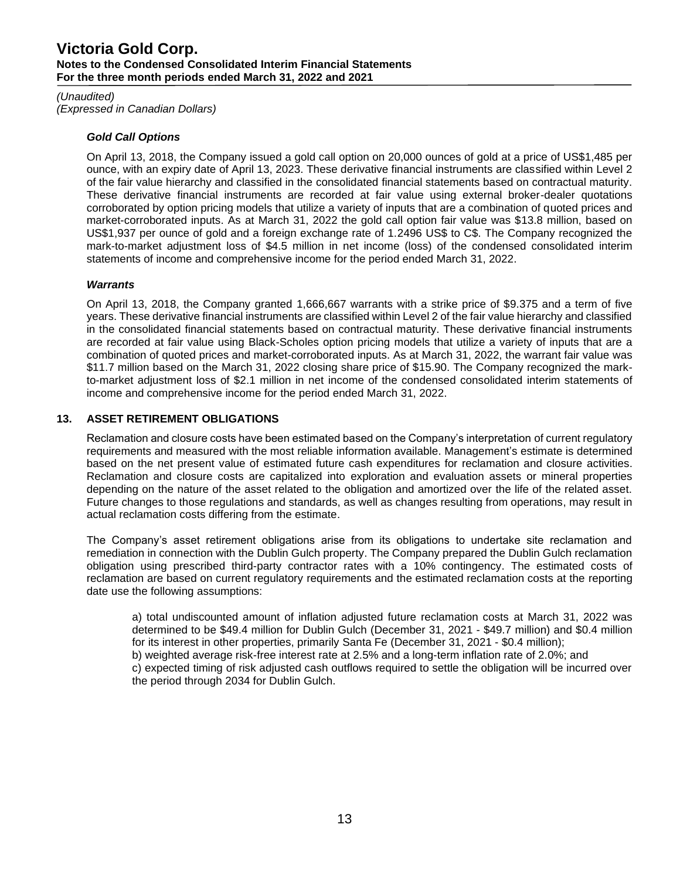### *Gold Call Options*

On April 13, 2018, the Company issued a gold call option on 20,000 ounces of gold at a price of US$1,485 per ounce, with an expiry date of April 13, 2023. These derivative financial instruments are classified within Level 2 of the fair value hierarchy and classified in the consolidated financial statements based on contractual maturity. These derivative financial instruments are recorded at fair value using external broker-dealer quotations corroborated by option pricing models that utilize a variety of inputs that are a combination of quoted prices and market-corroborated inputs. As at March 31, 2022 the gold call option fair value was $13.8 million, based on US$1,937 per ounce of gold and a foreign exchange rate of 1.2496 US$ to C$. The Company recognized the mark-to-market adjustment loss of $4.5 million in net income (loss) of the condensed consolidated interim statements of income and comprehensive income for the period ended March 31, 2022.

### *Warrants*

On April 13, 2018, the Company granted 1,666,667 warrants with a strike price of $9.375 and a term of five years. These derivative financial instruments are classified within Level 2 of the fair value hierarchy and classified in the consolidated financial statements based on contractual maturity. These derivative financial instruments are recorded at fair value using Black-Scholes option pricing models that utilize a variety of inputs that are a combination of quoted prices and market-corroborated inputs. As at March 31, 2022, the warrant fair value was $11.7 million based on the March 31, 2022 closing share price of $15.90. The Company recognized the mark-to-market adjustment loss of $2.1 million in net income of the condensed consolidated interim statements of income and comprehensive income for the period ended March 31, 2022.

## 13. ASSET RETIREMENT OBLIGATIONS

Reclamation and closure costs have been estimated based on the Company's interpretation of current regulatory requirements and measured with the most reliable information available. Management's estimate is determined based on the net present value of estimated future cash expenditures for reclamation and closure activities. Reclamation and closure costs are capitalized into exploration and evaluation assets or mineral properties depending on the nature of the asset related to the obligation and amortized over the life of the related asset. Future changes to those regulations and standards, as well as changes resulting from operations, may result in actual reclamation costs differing from the estimate.

The Company's asset retirement obligations arise from its obligations to undertake site reclamation and remediation in connection with the Dublin Gulch property. The Company prepared the Dublin Gulch reclamation obligation using prescribed third-party contractor rates with a 10% contingency. The estimated costs of reclamation are based on current regulatory requirements and the estimated reclamation costs at the reporting date use the following assumptions:

a) total undiscounted amount of inflation adjusted future reclamation costs at March 31, 2022 was determined to be $49.4 million for Dublin Gulch (December 31, 2021 - $49.7 million) and $0.4 million for its interest in other properties, primarily Santa Fe (December 31, 2021 - $0.4 million);
b) weighted average risk-free interest rate at 2.5% and a long-term inflation rate of 2.0%; and
c) expected timing of risk adjusted cash outflows required to settle the obligation will be incurred over the period through 2034 for Dublin Gulch.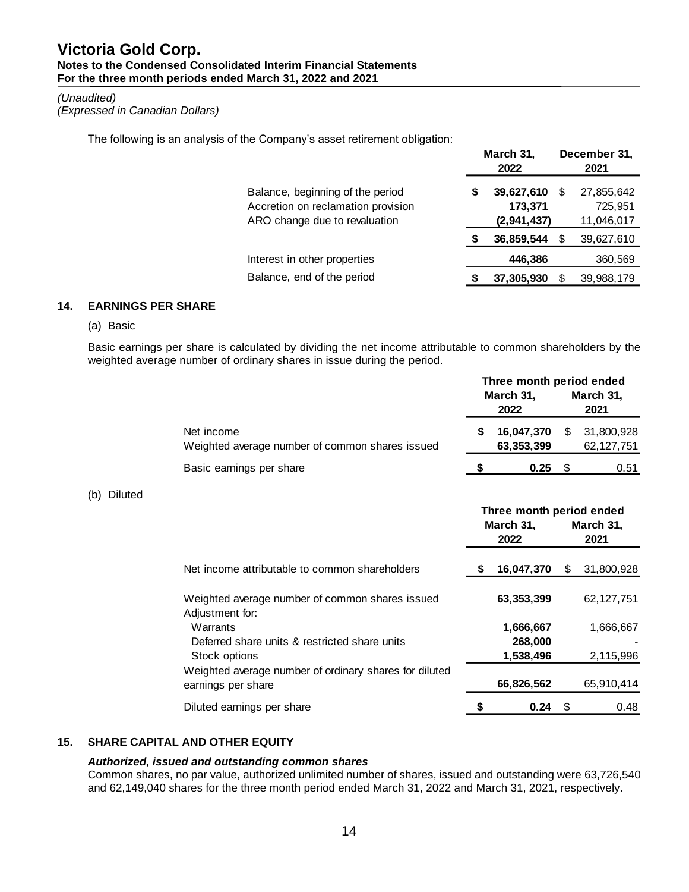*(Unaudited)*
*(Expressed in Canadian Dollars)*

The following is an analysis of the Company's asset retirement obligation:

| | March 31, 2022 | December 31, 2021 |
|---|---|---|
| Balance, beginning of the period | **$ 39,627,610** | $ 27,855,642 |
| Accretion on reclamation provision | **173,371** | 725,951 |
| ARO change due to revaluation | **(2,941,437)** | 11,046,017 |
| | **$ 36,859,544** | $ 39,627,610 |
| Interest in other properties | **446,386** | 360,569 |
| Balance, end of the period | **$ 37,305,930** | $ 39,988,179 |

## 14. EARNINGS PER SHARE

(a) Basic

Basic earnings per share is calculated by dividing the net income attributable to common shareholders by the weighted average number of ordinary shares in issue during the period.

| | Three month period ended March 31, 2022 | Three month period ended March 31, 2021 |
|---|---|---|
| Net income | **$ 16,047,370** | $ 31,800,928 |
| Weighted average number of common shares issued | **63,353,399** | 62,127,751 |
| Basic earnings per share | **$ 0.25** | $ 0.51 |

(b) Diluted

| | Three month period ended March 31, 2022 | Three month period ended March 31, 2021 |
|---|---|---|
| Net income attributable to common shareholders | **$ 16,047,370** | $ 31,800,928 |
| Weighted average number of common shares issued | **63,353,399** | 62,127,751 |
| Adjustment for: | | |
| Warrants | **1,666,667** | 1,666,667 |
| Deferred share units & restricted share units | **268,000** | - |
| Stock options | **1,538,496** | 2,115,996 |
| Weighted average number of ordinary shares for diluted earnings per share | **66,826,562** | 65,910,414 |
| Diluted earnings per share | **$ 0.24** | $ 0.48 |

## 15. SHARE CAPITAL AND OTHER EQUITY

***Authorized, issued and outstanding common shares***

Common shares, no par value, authorized unlimited number of shares, issued and outstanding were 63,726,540 and 62,149,040 shares for the three month period ended March 31, 2022 and March 31, 2021, respectively.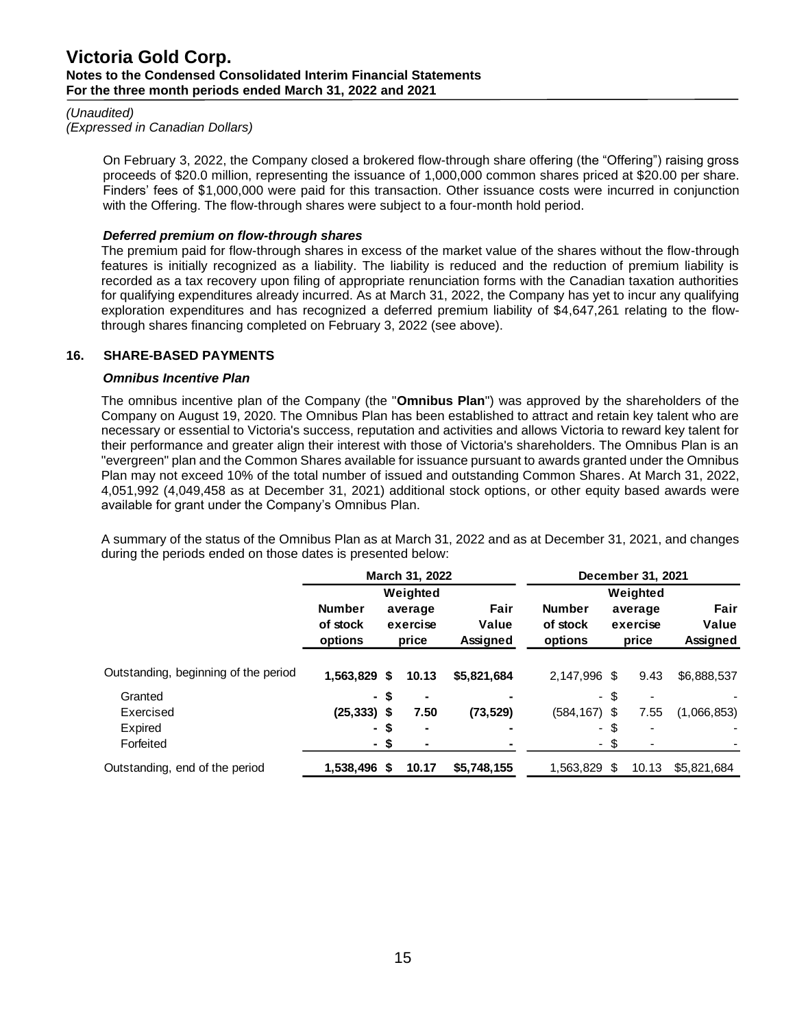On February 3, 2022, the Company closed a brokered flow-through share offering (the "Offering") raising gross proceeds of $20.0 million, representing the issuance of 1,000,000 common shares priced at $20.00 per share. Finders' fees of $1,000,000 were paid for this transaction. Other issuance costs were incurred in conjunction with the Offering. The flow-through shares were subject to a four-month hold period.

***Deferred premium on flow-through shares***

The premium paid for flow-through shares in excess of the market value of the shares without the flow-through features is initially recognized as a liability. The liability is reduced and the reduction of premium liability is recorded as a tax recovery upon filing of appropriate renunciation forms with the Canadian taxation authorities for qualifying expenditures already incurred. As at March 31, 2022, the Company has yet to incur any qualifying exploration expenditures and has recognized a deferred premium liability of $4,647,261 relating to the flow-through shares financing completed on February 3, 2022 (see above).

## 16. SHARE-BASED PAYMENTS

***Omnibus Incentive Plan***

The omnibus incentive plan of the Company (the "**Omnibus Plan**") was approved by the shareholders of the Company on August 19, 2020. The Omnibus Plan has been established to attract and retain key talent who are necessary or essential to Victoria's success, reputation and activities and allows Victoria to reward key talent for their performance and greater align their interest with those of Victoria's shareholders. The Omnibus Plan is an "evergreen" plan and the Common Shares available for issuance pursuant to awards granted under the Omnibus Plan may not exceed 10% of the total number of issued and outstanding Common Shares. At March 31, 2022, 4,051,992 (4,049,458 as at December 31, 2021) additional stock options, or other equity based awards were available for grant under the Company's Omnibus Plan.

A summary of the status of the Omnibus Plan as at March 31, 2022 and as at December 31, 2021, and changes during the periods ended on those dates is presented below:

| | March 31, 2022 | | | December 31, 2021 | | |
|---|---|---|---|---|---|---|
| | Number of stock options | Weighted average exercise price | Fair Value Assigned | Number of stock options | Weighted average exercise price | Fair Value Assigned |
| Outstanding, beginning of the period | **1,563,829** | **$ 10.13** | **$5,821,684** | 2,147,996 | $ 9.43 | $6,888,537 |
| Granted | **-** | **$ -** | **-** | - | $ - | - |
| Exercised | **(25,333)** | **$ 7.50** | **(73,529)** | (584,167) | $ 7.55 | (1,066,853) |
| Expired | **-** | **$ -** | **-** | - | $ - | - |
| Forfeited | **-** | **$ -** | **-** | - | $ - | - |
| Outstanding, end of the period | **1,538,496** | **$ 10.17** | **$5,748,155** | 1,563,829 | $ 10.13 | $5,821,684 |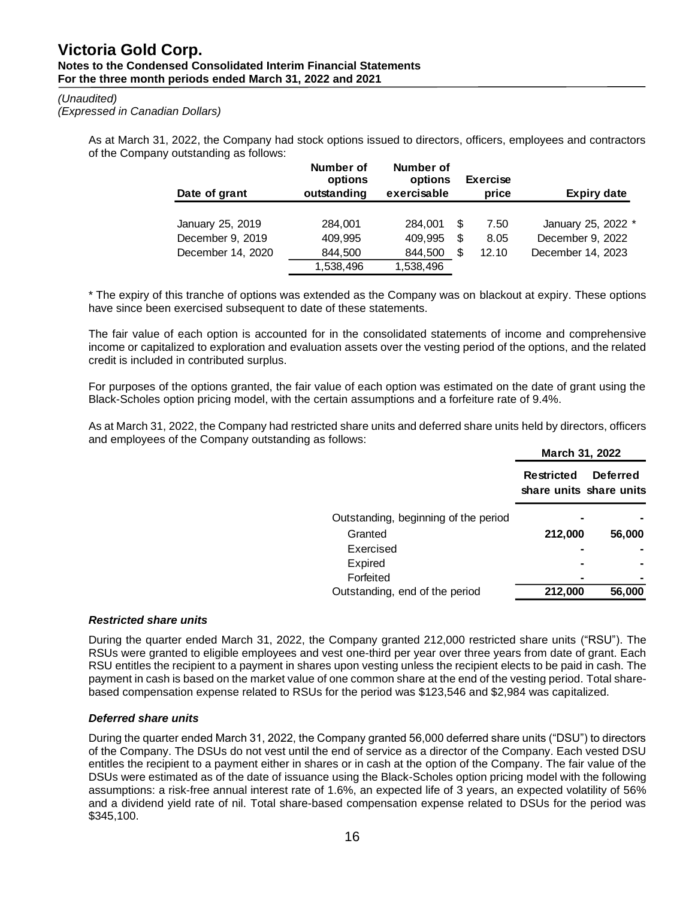*(Unaudited)*
*(Expressed in Canadian Dollars)*

As at March 31, 2022, the Company had stock options issued to directors, officers, employees and contractors of the Company outstanding as follows:

| Date of grant | Number of options outstanding | Number of options exercisable | Exercise price | Expiry date |
|---|---|---|---|---|
| January 25, 2019 | 284,001 | 284,001 | $ 7.50 | January 25, 2022 * |
| December 9, 2019 | 409,995 | 409,995 | $ 8.05 | December 9, 2022 |
| December 14, 2020 | 844,500 | 844,500 | $ 12.10 | December 14, 2023 |
| | 1,538,496 | 1,538,496 | | |

* The expiry of this tranche of options was extended as the Company was on blackout at expiry. These options have since been exercised subsequent to date of these statements.

The fair value of each option is accounted for in the consolidated statements of income and comprehensive income or capitalized to exploration and evaluation assets over the vesting period of the options, and the related credit is included in contributed surplus.

For purposes of the options granted, the fair value of each option was estimated on the date of grant using the Black-Scholes option pricing model, with the certain assumptions and a forfeiture rate of 9.4%.

As at March 31, 2022, the Company had restricted share units and deferred share units held by directors, officers and employees of the Company outstanding as follows:

| | March 31, 2022 | |
|---|---|---|
| | Restricted share units | Deferred share units |
| Outstanding, beginning of the period | - | - |
| Granted | **212,000** | **56,000** |
| Exercised | - | - |
| Expired | - | - |
| Forfeited | - | - |
| Outstanding, end of the period | **212,000** | **56,000** |

***Restricted share units***

During the quarter ended March 31, 2022, the Company granted 212,000 restricted share units ("RSU"). The RSUs were granted to eligible employees and vest one-third per year over three years from date of grant. Each RSU entitles the recipient to a payment in shares upon vesting unless the recipient elects to be paid in cash. The payment in cash is based on the market value of one common share at the end of the vesting period. Total share-based compensation expense related to RSUs for the period was $123,546 and $2,984 was capitalized.

***Deferred share units***

During the quarter ended March 31, 2022, the Company granted 56,000 deferred share units ("DSU") to directors of the Company. The DSUs do not vest until the end of service as a director of the Company. Each vested DSU entitles the recipient to a payment either in shares or in cash at the option of the Company. The fair value of the DSUs were estimated as of the date of issuance using the Black-Scholes option pricing model with the following assumptions: a risk-free annual interest rate of 1.6%, an expected life of 3 years, an expected volatility of 56% and a dividend yield rate of nil. Total share-based compensation expense related to DSUs for the period was $345,100.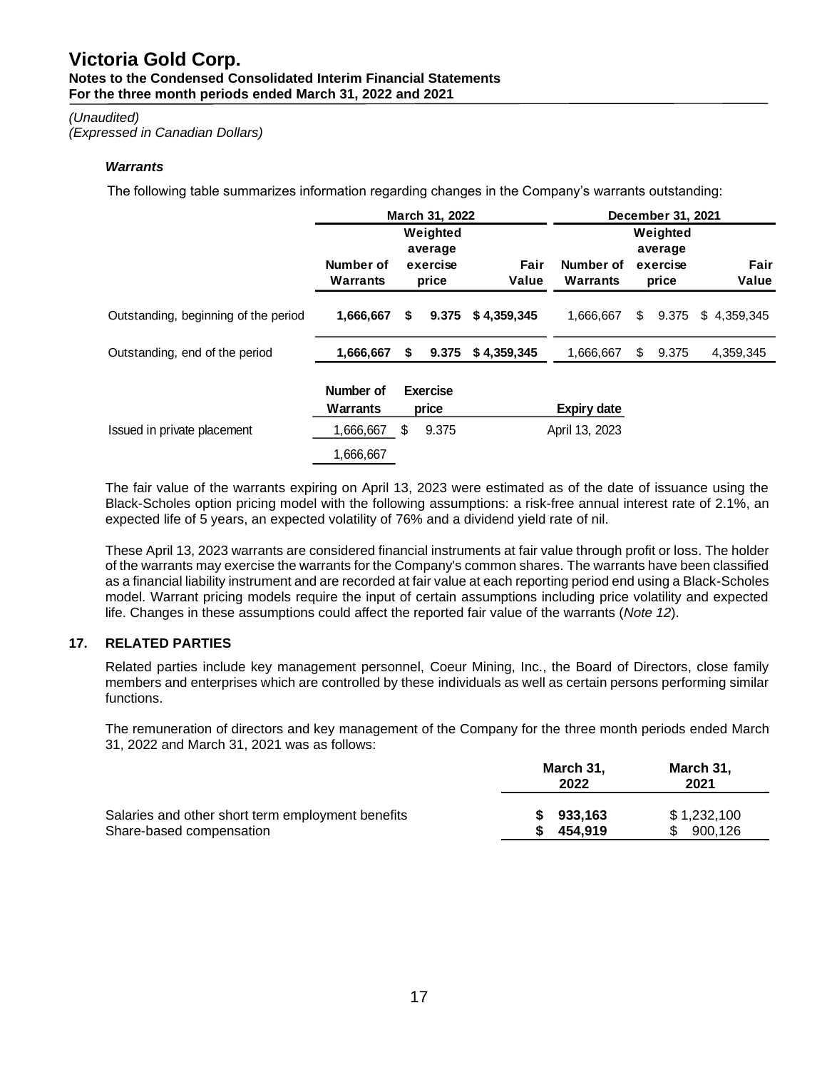### *Warrants*

The following table summarizes information regarding changes in the Company's warrants outstanding:

| | March 31, 2022 | | | December 31, 2021 | | |
|---|---|---|---|---|---|---|
| | Number of Warrants | Weighted average exercise price | Fair Value | Number of Warrants | Weighted average exercise price | Fair Value |
| Outstanding, beginning of the period | **1,666,667** | **$ 9.375** | **$ 4,359,345** | 1,666,667 | $ 9.375 | $ 4,359,345 |
| Outstanding, end of the period | **1,666,667** | **$ 9.375** | **$ 4,359,345** | 1,666,667 | $ 9.375 | 4,359,345 |

| | Number of Warrants | Exercise price | Expiry date |
|---|---|---|---|
| Issued in private placement | 1,666,667 | $ 9.375 | April 13, 2023 |
| | 1,666,667 | | |

The fair value of the warrants expiring on April 13, 2023 were estimated as of the date of issuance using the Black-Scholes option pricing model with the following assumptions: a risk-free annual interest rate of 2.1%, an expected life of 5 years, an expected volatility of 76% and a dividend yield rate of nil.

These April 13, 2023 warrants are considered financial instruments at fair value through profit or loss. The holder of the warrants may exercise the warrants for the Company's common shares. The warrants have been classified as a financial liability instrument and are recorded at fair value at each reporting period end using a Black-Scholes model. Warrant pricing models require the input of certain assumptions including price volatility and expected life. Changes in these assumptions could affect the reported fair value of the warrants (*Note 12*).

## 17. RELATED PARTIES

Related parties include key management personnel, Coeur Mining, Inc., the Board of Directors, close family members and enterprises which are controlled by these individuals as well as certain persons performing similar functions.

The remuneration of directors and key management of the Company for the three month periods ended March 31, 2022 and March 31, 2021 was as follows:

| | March 31, 2022 | March 31, 2021 |
|---|---|---|
| Salaries and other short term employment benefits | **$ 933,163** | $ 1,232,100 |
| Share-based compensation | **$ 454,919** | $ 900,126 |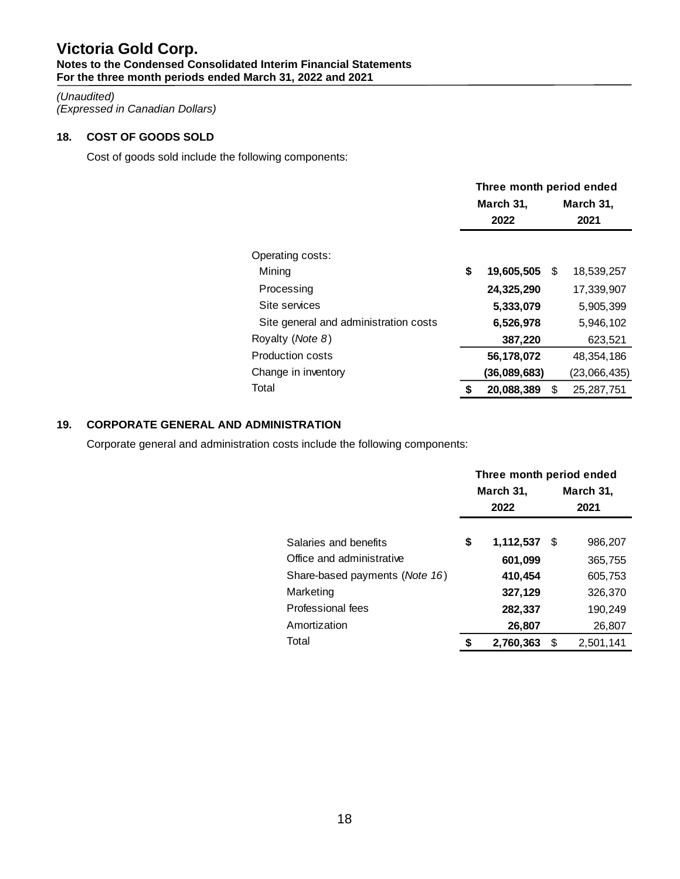# Victoria Gold Corp.

**Notes to the Condensed Consolidated Interim Financial Statements**
**For the three month periods ended March 31, 2022 and 2021**

*(Unaudited)*
*(Expressed in Canadian Dollars)*

## 18. COST OF GOODS SOLD

Cost of goods sold include the following components:

| | Three month period ended | |
|---|---|---|
| | **March 31, 2022** | **March 31, 2021** |
| Operating costs: | | |
| Mining | **$ 19,605,505** | $ 18,539,257 |
| Processing | **24,325,290** | 17,339,907 |
| Site services | **5,333,079** | 5,905,399 |
| Site general and administration costs | **6,526,978** | 5,946,102 |
| Royalty (*Note 8*) | **387,220** | 623,521 |
| Production costs | **56,178,072** | 48,354,186 |
| Change in inventory | **(36,089,683)** | (23,066,435) |
| Total | **$ 20,088,389** | $ 25,287,751 |

## 19. CORPORATE GENERAL AND ADMINISTRATION

Corporate general and administration costs include the following components:

| | Three month period ended | |
|---|---|---|
| | **March 31, 2022** | **March 31, 2021** |
| Salaries and benefits | **$ 1,112,537** | $ 986,207 |
| Office and administrative | **601,099** | 365,755 |
| Share-based payments (*Note 16*) | **410,454** | 605,753 |
| Marketing | **327,129** | 326,370 |
| Professional fees | **282,337** | 190,249 |
| Amortization | **26,807** | 26,807 |
| Total | **$ 2,760,363** | $ 2,501,141 |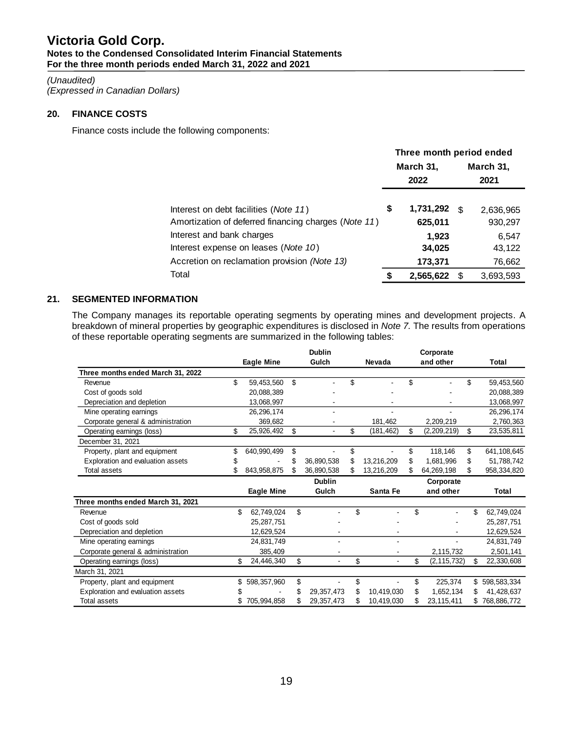## 20. FINANCE COSTS

Finance costs include the following components:

| | Three month period ended | |
|---|---|---|
| | March 31, 2022 | March 31, 2021 |
| Interest on debt facilities (*Note 11*) | $ 1,731,292 | $ 2,636,965 |
| Amortization of deferred financing charges (*Note 11*) | 625,011 | 930,297 |
| Interest and bank charges | 1,923 | 6,547 |
| Interest expense on leases (*Note 10*) | 34,025 | 43,122 |
| Accretion on reclamation provision (*Note 13*) | 173,371 | 76,662 |
| Total | $ 2,565,622 | $ 3,693,593 |

## 21. SEGMENTED INFORMATION

The Company manages its reportable operating segments by operating mines and development projects. A breakdown of mineral properties by geographic expenditures is disclosed in *Note 7.* The results from operations of these reportable operating segments are summarized in the following tables:

| | Eagle Mine | Dublin Gulch | Nevada | Corporate and other | Total |
|---|---|---|---|---|---|
| **Three months ended March 31, 2022** | | | | | |
| Revenue | $ 59,453,560 | $ - | $ - | $ - | $ 59,453,560 |
| Cost of goods sold | 20,088,389 | - | - | - | 20,088,389 |
| Depreciation and depletion | 13,068,997 | - | - | - | 13,068,997 |
| Mine operating earnings | 26,296,174 | - | - | - | 26,296,174 |
| Corporate general & administration | 369,682 | - | 181,462 | 2,209,219 | 2,760,363 |
| Operating earnings (loss) | $ 25,926,492 | $ - | $ (181,462) | $ (2,209,219) | $ 23,535,811 |
| December 31, 2021 | | | | | |
| Property, plant and equipment | $ 640,990,499 | $ - | $ - | $ 118,146 | $ 641,108,645 |
| Exploration and evaluation assets | $ - | $ 36,890,538 | $ 13,216,209 | $ 1,681,996 | $ 51,788,742 |
| Total assets | $ 843,958,875 | $ 36,890,538 | $ 13,216,209 | $ 64,269,198 | $ 958,334,820 |

| | Eagle Mine | Dublin Gulch | Santa Fe | Corporate and other | Total |
|---|---|---|---|---|---|
| **Three months ended March 31, 2021** | | | | | |
| Revenue | $ 62,749,024 | $ - | $ - | $ - | $ 62,749,024 |
| Cost of goods sold | 25,287,751 | - | - | - | 25,287,751 |
| Depreciation and depletion | 12,629,524 | - | - | - | 12,629,524 |
| Mine operating earnings | 24,831,749 | - | - | - | 24,831,749 |
| Corporate general & administration | 385,409 | - | - | 2,115,732 | 2,501,141 |
| Operating earnings (loss) | $ 24,446,340 | $ - | $ - | $ (2,115,732) | $ 22,330,608 |
| March 31, 2021 | | | | | |
| Property, plant and equipment | $ 598,357,960 | $ - | $ - | $ 225,374 | $ 598,583,334 |
| Exploration and evaluation assets | $ - | $ 29,357,473 | $ 10,419,030 | $ 1,652,134 | $ 41,428,637 |
| Total assets | $ 705,994,858 | $ 29,357,473 | $ 10,419,030 | $ 23,115,411 | $ 768,886,772 |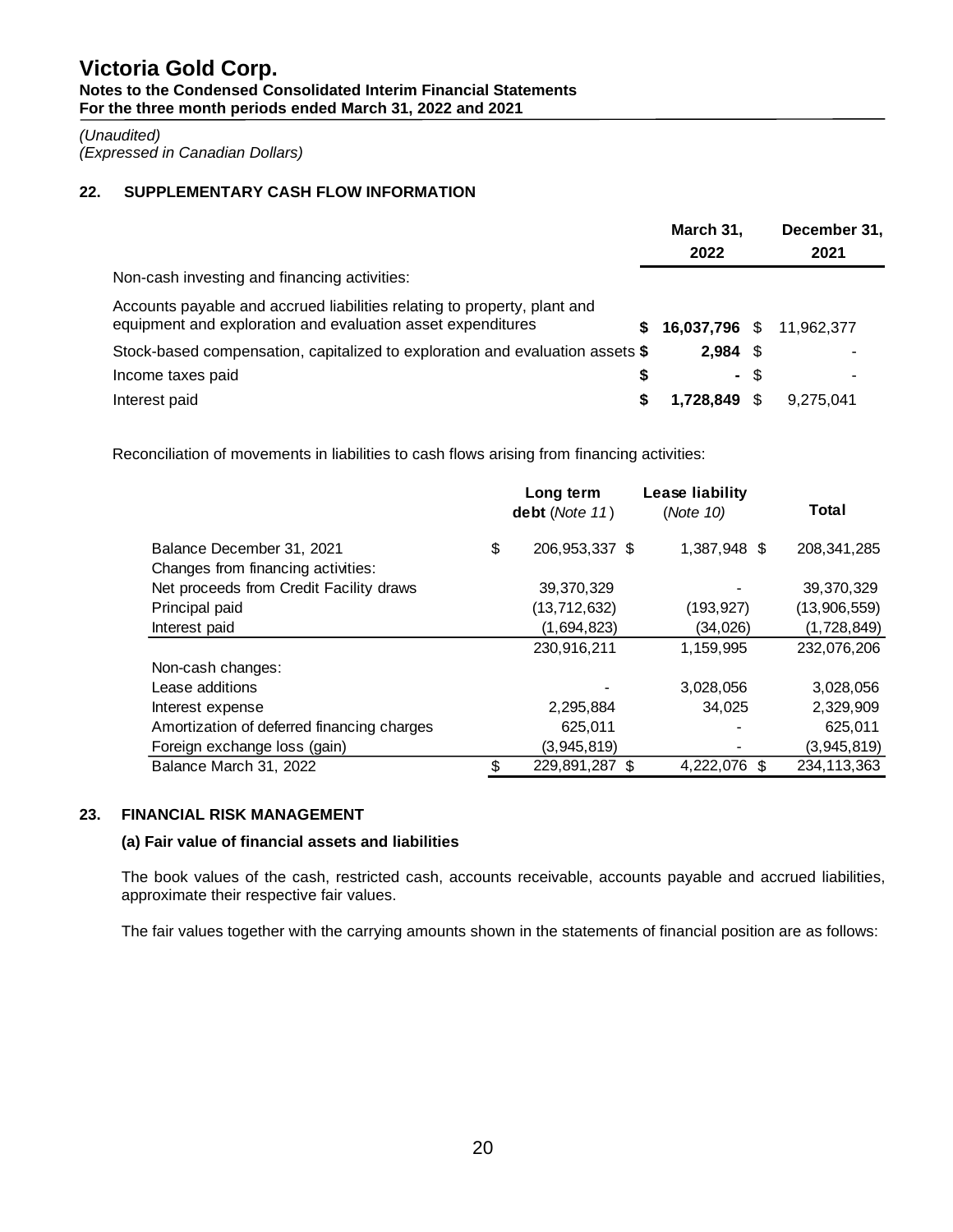# Victoria Gold Corp.

**Notes to the Condensed Consolidated Interim Financial Statements**
**For the three month periods ended March 31, 2022 and 2021**

*(Unaudited)*
*(Expressed in Canadian Dollars)*

## 22. SUPPLEMENTARY CASH FLOW INFORMATION

| | March 31, 2022 | December 31, 2021 |
|---|---|---|
| Non-cash investing and financing activities: | | |
| Accounts payable and accrued liabilities relating to property, plant and equipment and exploration and evaluation asset expenditures | **$ 16,037,796** | $ 11,962,377 |
| Stock-based compensation, capitalized to exploration and evaluation assets | **$ 2,984** | $ - |
| Income taxes paid | **$ -** | $ - |
| Interest paid | **$ 1,728,849** | $ 9,275,041 |

Reconciliation of movements in liabilities to cash flows arising from financing activities:

| | Long term debt (*Note 11*) | Lease liability (*Note 10)* | Total |
|---|---|---|---|
| Balance December 31, 2021 | $ 206,953,337 | $ 1,387,948 | $ 208,341,285 |
| Changes from financing activities: | | | |
| Net proceeds from Credit Facility draws | 39,370,329 | - | 39,370,329 |
| Principal paid | (13,712,632) | (193,927) | (13,906,559) |
| Interest paid | (1,694,823) | (34,026) | (1,728,849) |
| | 230,916,211 | 1,159,995 | 232,076,206 |
| Non-cash changes: | | | |
| Lease additions | - | 3,028,056 | 3,028,056 |
| Interest expense | 2,295,884 | 34,025 | 2,329,909 |
| Amortization of deferred financing charges | 625,011 | - | 625,011 |
| Foreign exchange loss (gain) | (3,945,819) | - | (3,945,819) |
| Balance March 31, 2022 | $ 229,891,287 | $ 4,222,076 | $ 234,113,363 |

## 23. FINANCIAL RISK MANAGEMENT

### (a) Fair value of financial assets and liabilities

The book values of the cash, restricted cash, accounts receivable, accounts payable and accrued liabilities, approximate their respective fair values.

The fair values together with the carrying amounts shown in the statements of financial position are as follows: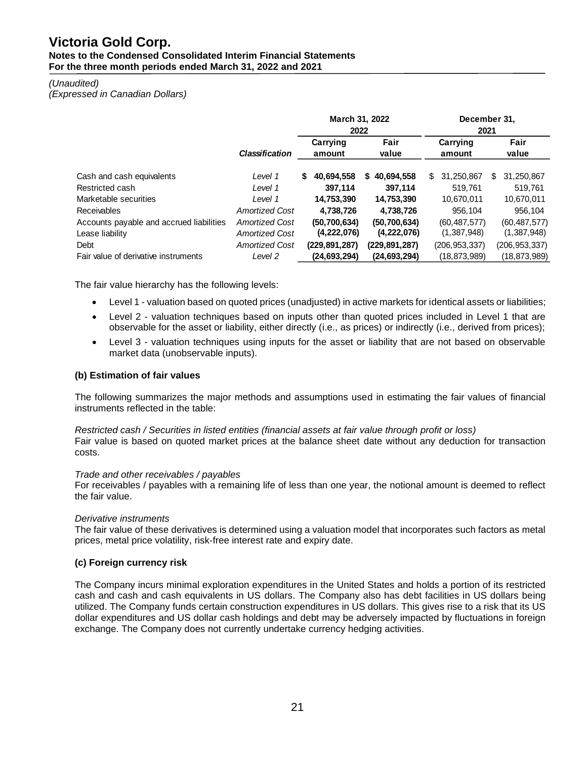*(Unaudited)*
*(Expressed in Canadian Dollars)*

| | | March 31, 2022 2022 | | December 31, 2021 | |
|---|---|---|---|---|---|
| | *Classification* | Carrying amount | Fair value | Carrying amount | Fair value |
| Cash and cash equivalents | *Level 1* | **$ 40,694,558** | **$ 40,694,558** | $ 31,250,867 | $ 31,250,867 |
| Restricted cash | *Level 1* | **397,114** | **397,114** | 519,761 | 519,761 |
| Marketable securities | *Level 1* | **14,753,390** | **14,753,390** | 10,670,011 | 10,670,011 |
| Receivables | *Amortized Cost* | **4,738,726** | **4,738,726** | 956,104 | 956,104 |
| Accounts payable and accrued liabilities | *Amortized Cost* | **(50,700,634)** | **(50,700,634)** | (60,487,577) | (60,487,577) |
| Lease liability | *Amortized Cost* | **(4,222,076)** | **(4,222,076)** | (1,387,948) | (1,387,948) |
| Debt | *Amortized Cost* | **(229,891,287)** | **(229,891,287)** | (206,953,337) | (206,953,337) |
| Fair value of derivative instruments | *Level 2* | **(24,693,294)** | **(24,693,294)** | (18,873,989) | (18,873,989) |

The fair value hierarchy has the following levels:

- Level 1 - valuation based on quoted prices (unadjusted) in active markets for identical assets or liabilities;
- Level 2 - valuation techniques based on inputs other than quoted prices included in Level 1 that are observable for the asset or liability, either directly (i.e., as prices) or indirectly (i.e., derived from prices);
- Level 3 - valuation techniques using inputs for the asset or liability that are not based on observable market data (unobservable inputs).

**(b) Estimation of fair values**

The following summarizes the major methods and assumptions used in estimating the fair values of financial instruments reflected in the table:

*Restricted cash / Securities in listed entities (financial assets at fair value through profit or loss)*
Fair value is based on quoted market prices at the balance sheet date without any deduction for transaction costs.

*Trade and other receivables / payables*
For receivables / payables with a remaining life of less than one year, the notional amount is deemed to reflect the fair value.

*Derivative instruments*
The fair value of these derivatives is determined using a valuation model that incorporates such factors as metal prices, metal price volatility, risk-free interest rate and expiry date.

**(c) Foreign currency risk**

The Company incurs minimal exploration expenditures in the United States and holds a portion of its restricted cash and cash and cash equivalents in US dollars. The Company also has debt facilities in US dollars being utilized. The Company funds certain construction expenditures in US dollars. This gives rise to a risk that its US dollar expenditures and US dollar cash holdings and debt may be adversely impacted by fluctuations in foreign exchange. The Company does not currently undertake currency hedging activities.